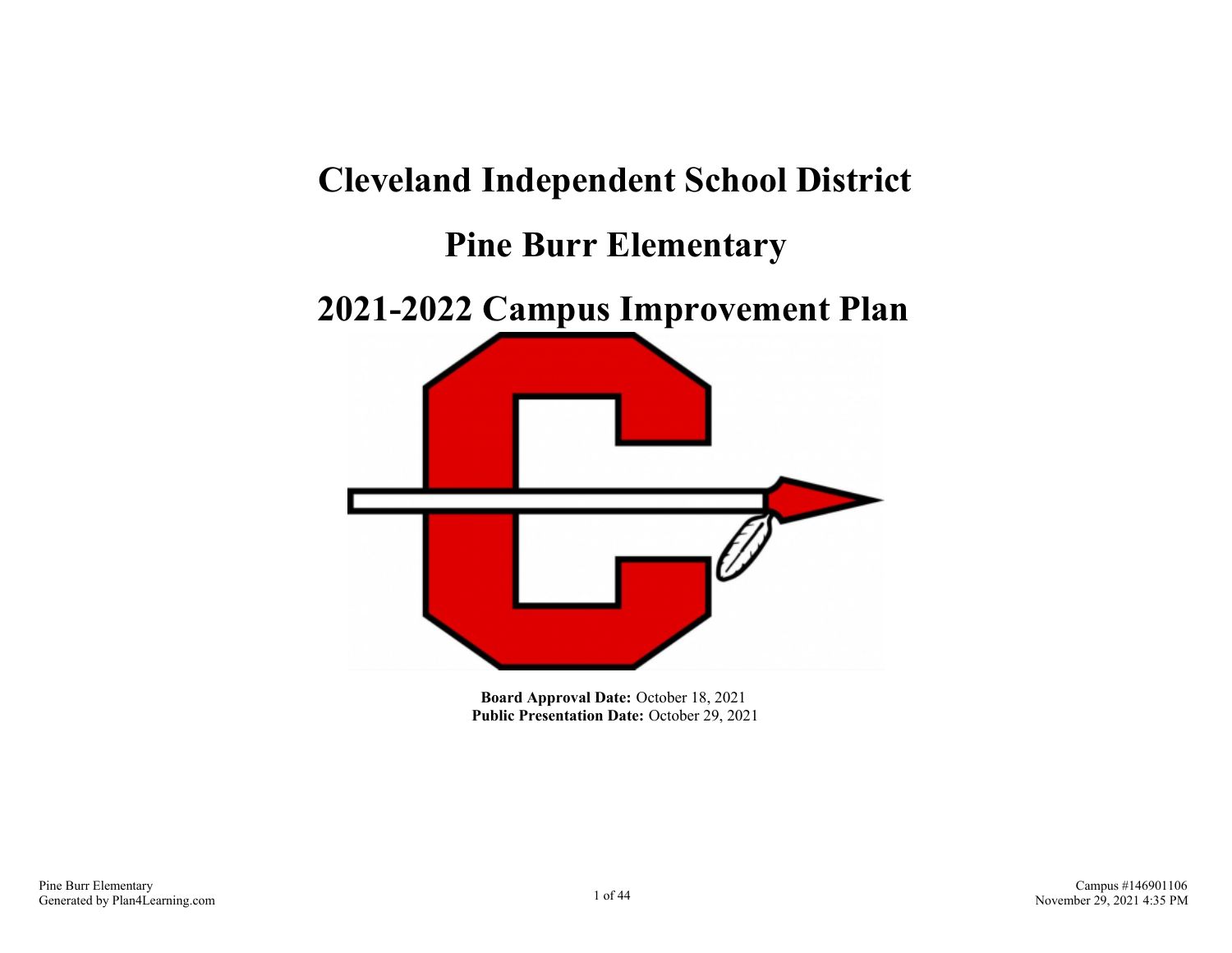# Cleveland Independent School District

# Pine Burr Elementary

# 2021-2022 Campus Improvement Plan

**Board Approval Date:** October 18, 2021
**Public Presentation Date:** October 29, 2021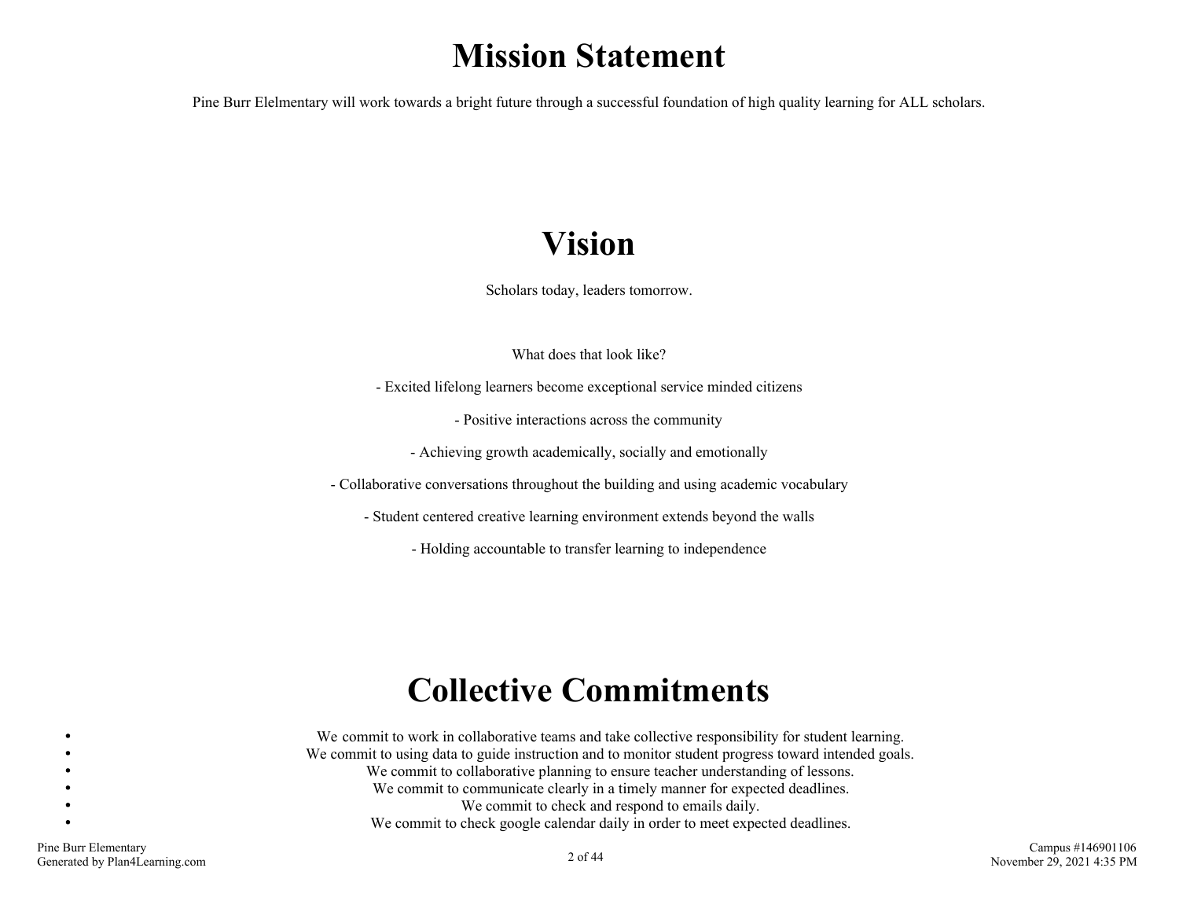# Mission Statement

Pine Burr Elelmentary will work towards a bright future through a successful foundation of high quality learning for ALL scholars.

# Vision

Scholars today, leaders tomorrow.

What does that look like?

- Excited lifelong learners become exceptional service minded citizens

- Positive interactions across the community

- Achieving growth academically, socially and emotionally

- Collaborative conversations throughout the building and using academic vocabulary

- Student centered creative learning environment extends beyond the walls

- Holding accountable to transfer learning to independence

# Collective Commitments

- We commit to work in collaborative teams and take collective responsibility for student learning.
- We commit to using data to guide instruction and to monitor student progress toward intended goals.
- We commit to collaborative planning to ensure teacher understanding of lessons.
- We commit to communicate clearly in a timely manner for expected deadlines.
- We commit to check and respond to emails daily.
- We commit to check google calendar daily in order to meet expected deadlines.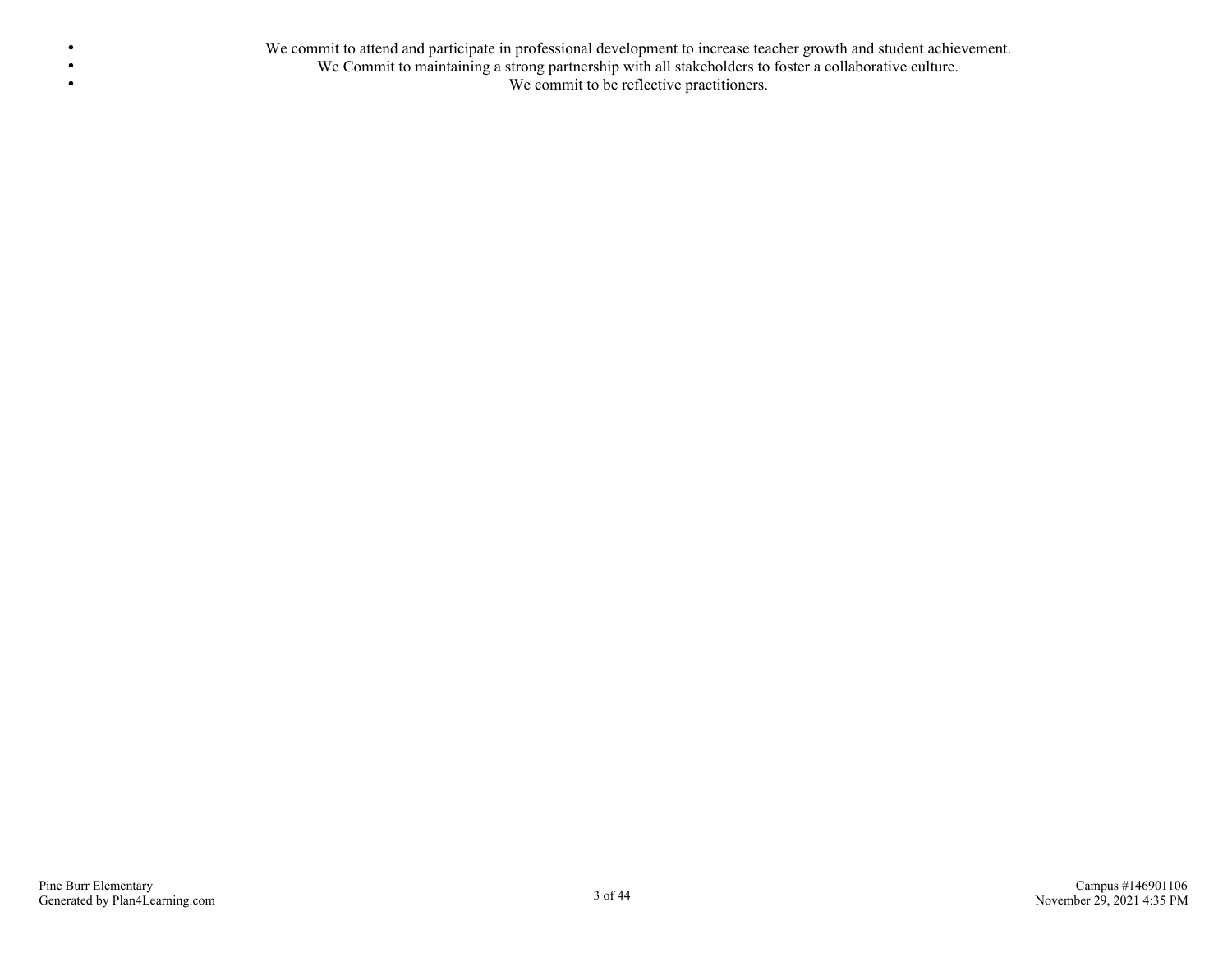- We commit to attend and participate in professional development to increase teacher growth and student achievement.
- We Commit to maintaining a strong partnership with all stakeholders to foster a collaborative culture.
- We commit to be reflective practitioners.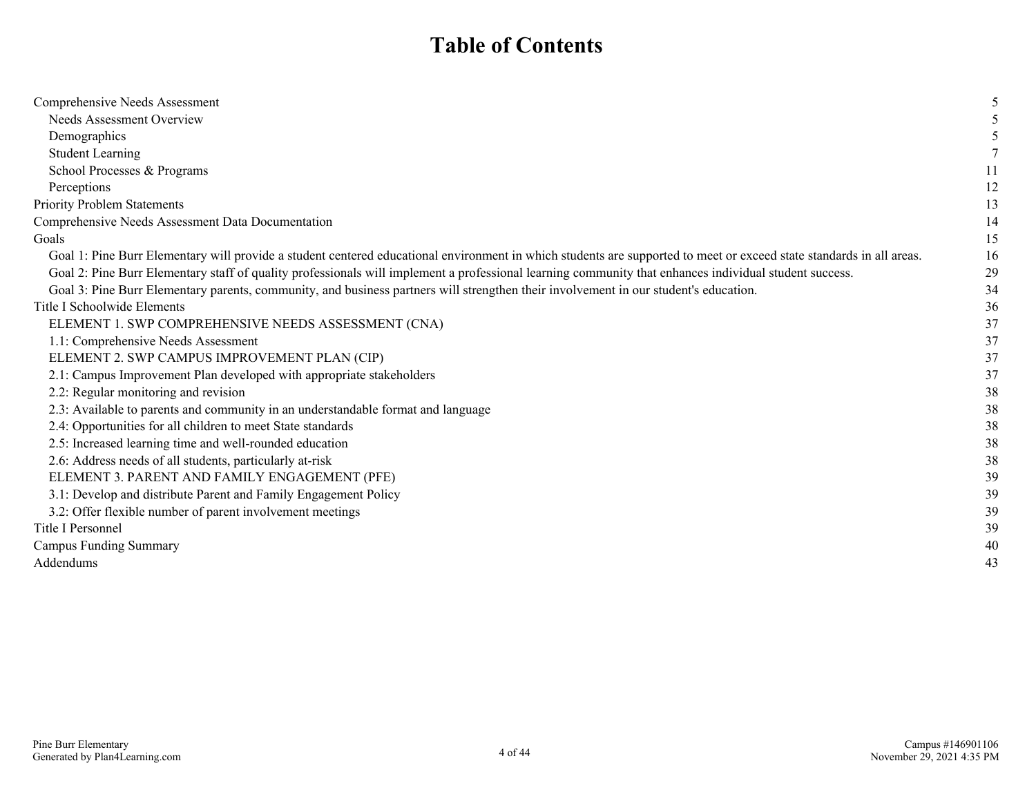# Table of Contents

| | |
|---|---|
| Comprehensive Needs Assessment | 5 |
| Needs Assessment Overview | 5 |
| Demographics | 5 |
| Student Learning | 7 |
| School Processes & Programs | 11 |
| Perceptions | 12 |
| Priority Problem Statements | 13 |
| Comprehensive Needs Assessment Data Documentation | 14 |
| Goals | 15 |
| Goal 1: Pine Burr Elementary will provide a student centered educational environment in which students are supported to meet or exceed state standards in all areas. | 16 |
| Goal 2: Pine Burr Elementary staff of quality professionals will implement a professional learning community that enhances individual student success. | 29 |
| Goal 3: Pine Burr Elementary parents, community, and business partners will strengthen their involvement in our student's education. | 34 |
| Title I Schoolwide Elements | 36 |
| ELEMENT 1. SWP COMPREHENSIVE NEEDS ASSESSMENT (CNA) | 37 |
| 1.1: Comprehensive Needs Assessment | 37 |
| ELEMENT 2. SWP CAMPUS IMPROVEMENT PLAN (CIP) | 37 |
| 2.1: Campus Improvement Plan developed with appropriate stakeholders | 37 |
| 2.2: Regular monitoring and revision | 38 |
| 2.3: Available to parents and community in an understandable format and language | 38 |
| 2.4: Opportunities for all children to meet State standards | 38 |
| 2.5: Increased learning time and well-rounded education | 38 |
| 2.6: Address needs of all students, particularly at-risk | 38 |
| ELEMENT 3. PARENT AND FAMILY ENGAGEMENT (PFE) | 39 |
| 3.1: Develop and distribute Parent and Family Engagement Policy | 39 |
| 3.2: Offer flexible number of parent involvement meetings | 39 |
| Title I Personnel | 39 |
| Campus Funding Summary | 40 |
| Addendums | 43 |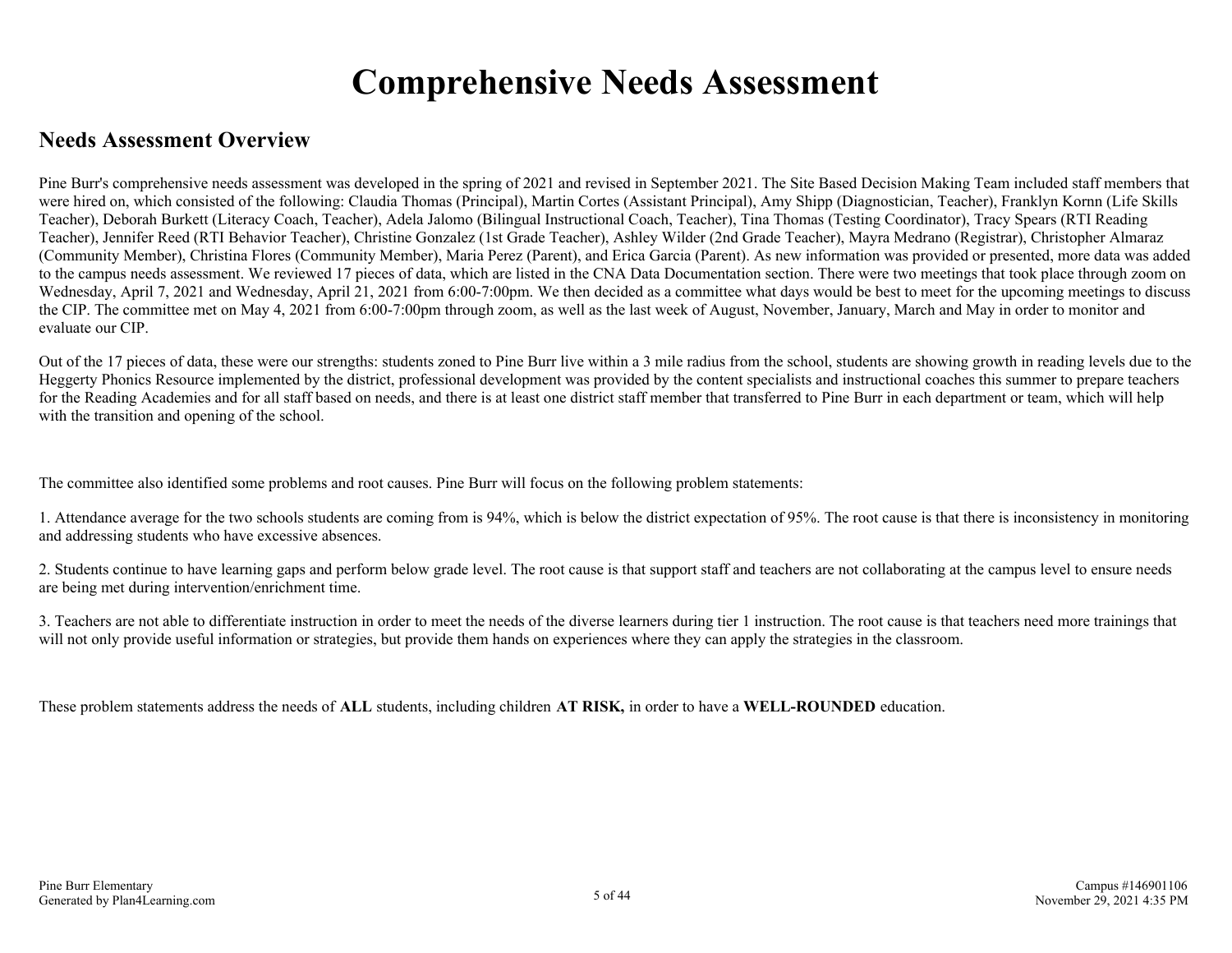# Comprehensive Needs Assessment

## Needs Assessment Overview

Pine Burr's comprehensive needs assessment was developed in the spring of 2021 and revised in September 2021. The Site Based Decision Making Team included staff members that were hired on, which consisted of the following: Claudia Thomas (Principal), Martin Cortes (Assistant Principal), Amy Shipp (Diagnostician, Teacher), Franklyn Kornn (Life Skills Teacher), Deborah Burkett (Literacy Coach, Teacher), Adela Jalomo (Bilingual Instructional Coach, Teacher), Tina Thomas (Testing Coordinator), Tracy Spears (RTI Reading Teacher), Jennifer Reed (RTI Behavior Teacher), Christine Gonzalez (1st Grade Teacher), Ashley Wilder (2nd Grade Teacher), Mayra Medrano (Registrar), Christopher Almaraz (Community Member), Christina Flores (Community Member), Maria Perez (Parent), and Erica Garcia (Parent). As new information was provided or presented, more data was added to the campus needs assessment. We reviewed 17 pieces of data, which are listed in the CNA Data Documentation section. There were two meetings that took place through zoom on Wednesday, April 7, 2021 and Wednesday, April 21, 2021 from 6:00-7:00pm. We then decided as a committee what days would be best to meet for the upcoming meetings to discuss the CIP. The committee met on May 4, 2021 from 6:00-7:00pm through zoom, as well as the last week of August, November, January, March and May in order to monitor and evaluate our CIP.

Out of the 17 pieces of data, these were our strengths: students zoned to Pine Burr live within a 3 mile radius from the school, students are showing growth in reading levels due to the Heggerty Phonics Resource implemented by the district, professional development was provided by the content specialists and instructional coaches this summer to prepare teachers for the Reading Academies and for all staff based on needs, and there is at least one district staff member that transferred to Pine Burr in each department or team, which will help with the transition and opening of the school.

The committee also identified some problems and root causes. Pine Burr will focus on the following problem statements:

1. Attendance average for the two schools students are coming from is 94%, which is below the district expectation of 95%. The root cause is that there is inconsistency in monitoring and addressing students who have excessive absences.

2. Students continue to have learning gaps and perform below grade level. The root cause is that support staff and teachers are not collaborating at the campus level to ensure needs are being met during intervention/enrichment time.

3. Teachers are not able to differentiate instruction in order to meet the needs of the diverse learners during tier 1 instruction. The root cause is that teachers need more trainings that will not only provide useful information or strategies, but provide them hands on experiences where they can apply the strategies in the classroom.

These problem statements address the needs of **ALL** students, including children **AT RISK,** in order to have a **WELL-ROUNDED** education.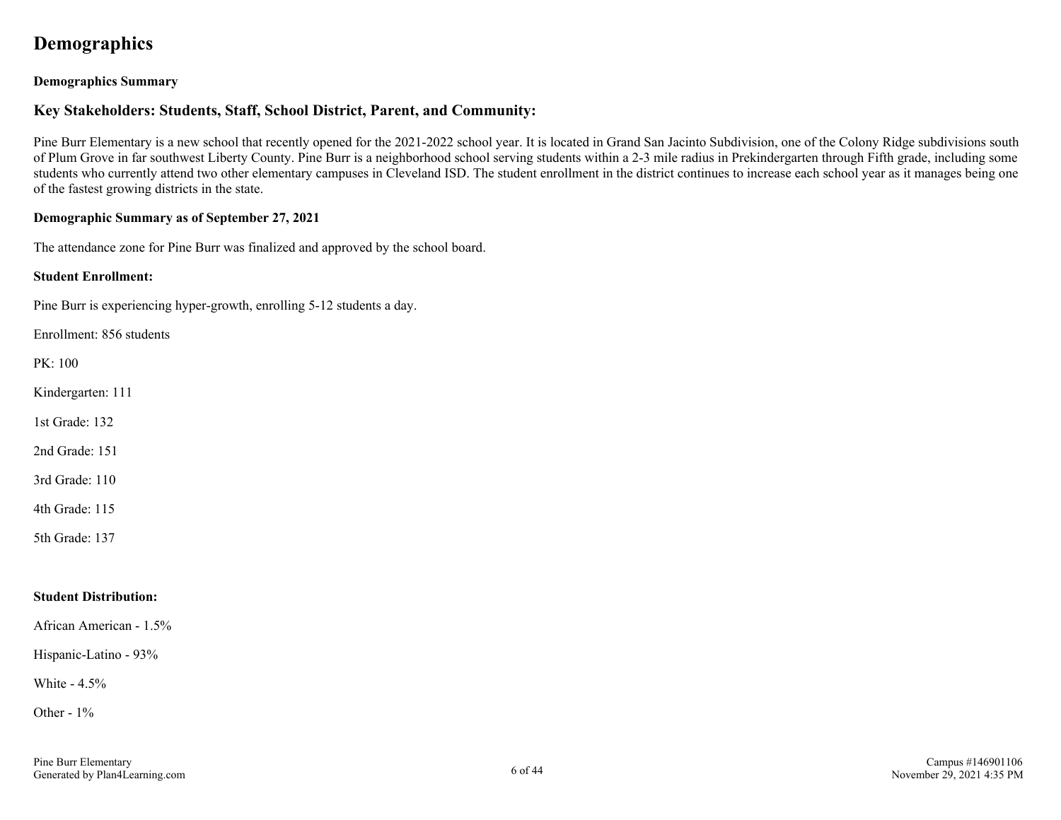# Demographics

**Demographics Summary**

## Key Stakeholders: Students, Staff, School District, Parent, and Community:

Pine Burr Elementary is a new school that recently opened for the 2021-2022 school year. It is located in Grand San Jacinto Subdivision, one of the Colony Ridge subdivisions south of Plum Grove in far southwest Liberty County. Pine Burr is a neighborhood school serving students within a 2-3 mile radius in Prekindergarten through Fifth grade, including some students who currently attend two other elementary campuses in Cleveland ISD. The student enrollment in the district continues to increase each school year as it manages being one of the fastest growing districts in the state.

**Demographic Summary as of September 27, 2021**

The attendance zone for Pine Burr was finalized and approved by the school board.

**Student Enrollment:**

Pine Burr is experiencing hyper-growth, enrolling 5-12 students a day.

Enrollment: 856 students

PK: 100

Kindergarten: 111

1st Grade: 132

2nd Grade: 151

3rd Grade: 110

4th Grade: 115

5th Grade: 137

**Student Distribution:**

African American - 1.5%

Hispanic-Latino - 93%

White - 4.5%

Other - 1%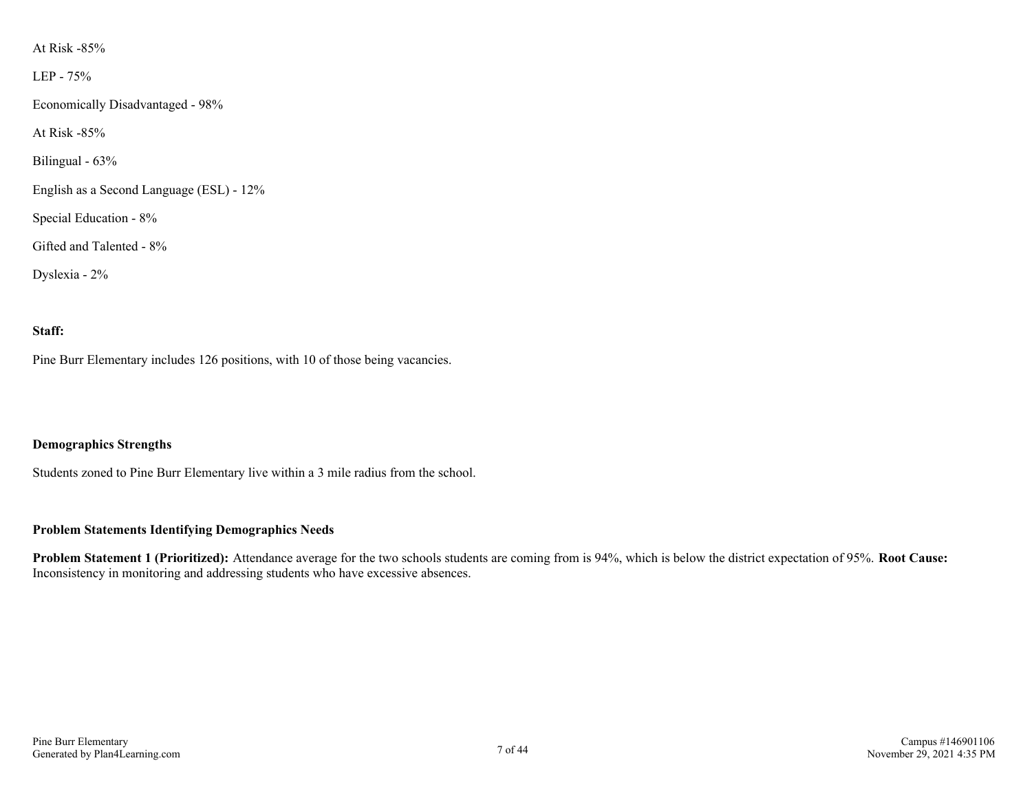At Risk -85%

LEP - 75%

Economically Disadvantaged - 98%

At Risk -85%

Bilingual - 63%

English as a Second Language (ESL) - 12%

Special Education - 8%

Gifted and Talented - 8%

Dyslexia - 2%

**Staff:**

Pine Burr Elementary includes 126 positions, with 10 of those being vacancies.

### Demographics Strengths

Students zoned to Pine Burr Elementary live within a 3 mile radius from the school.

### Problem Statements Identifying Demographics Needs

**Problem Statement 1 (Prioritized):** Attendance average for the two schools students are coming from is 94%, which is below the district expectation of 95%. **Root Cause:** Inconsistency in monitoring and addressing students who have excessive absences.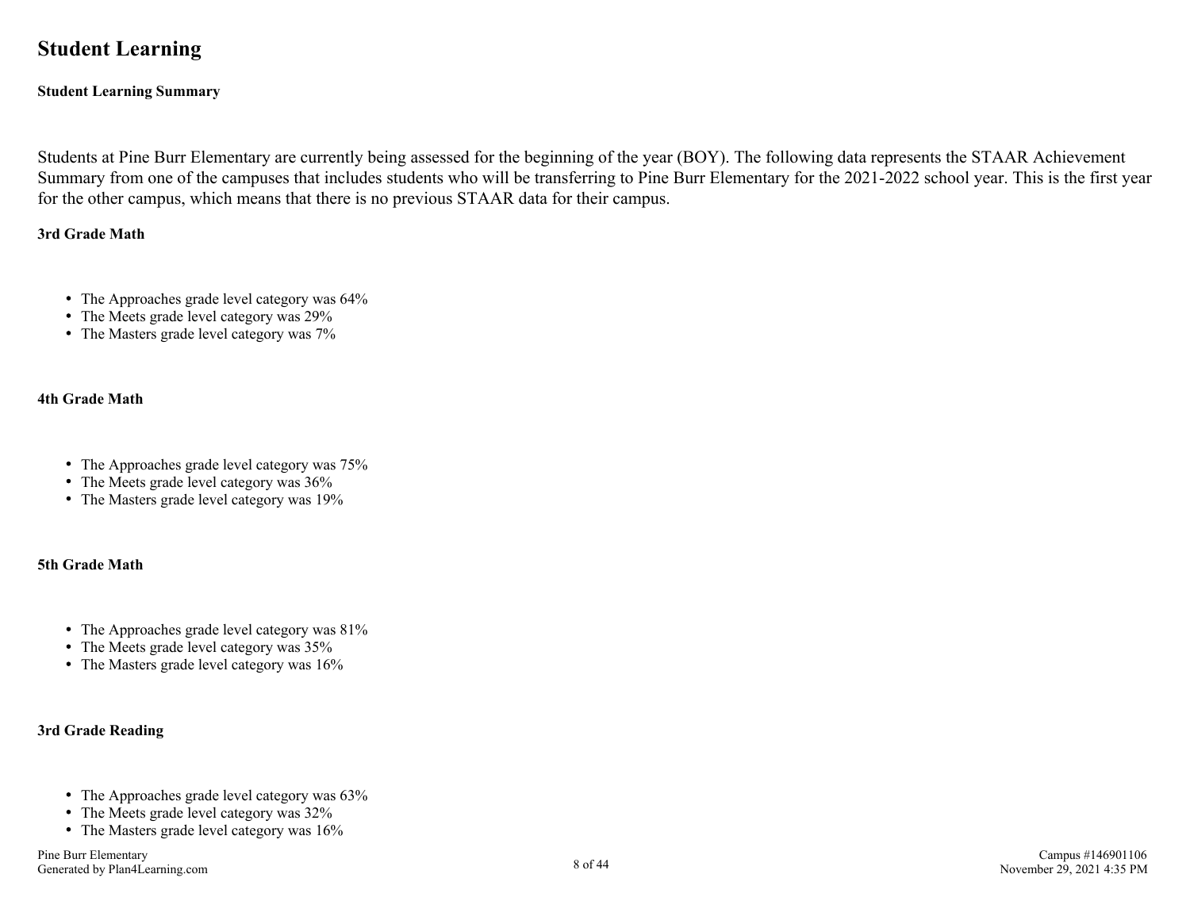# Student Learning

**Student Learning Summary**

Students at Pine Burr Elementary are currently being assessed for the beginning of the year (BOY). The following data represents the STAAR Achievement Summary from one of the campuses that includes students who will be transferring to Pine Burr Elementary for the 2021-2022 school year. This is the first year for the other campus, which means that there is no previous STAAR data for their campus.

**3rd Grade Math**

- The Approaches grade level category was 64%
- The Meets grade level category was 29%
- The Masters grade level category was 7%

**4th Grade Math**

- The Approaches grade level category was 75%
- The Meets grade level category was 36%
- The Masters grade level category was 19%

**5th Grade Math**

- The Approaches grade level category was 81%
- The Meets grade level category was 35%
- The Masters grade level category was 16%

**3rd Grade Reading**

- The Approaches grade level category was 63%
- The Meets grade level category was 32%
- The Masters grade level category was 16%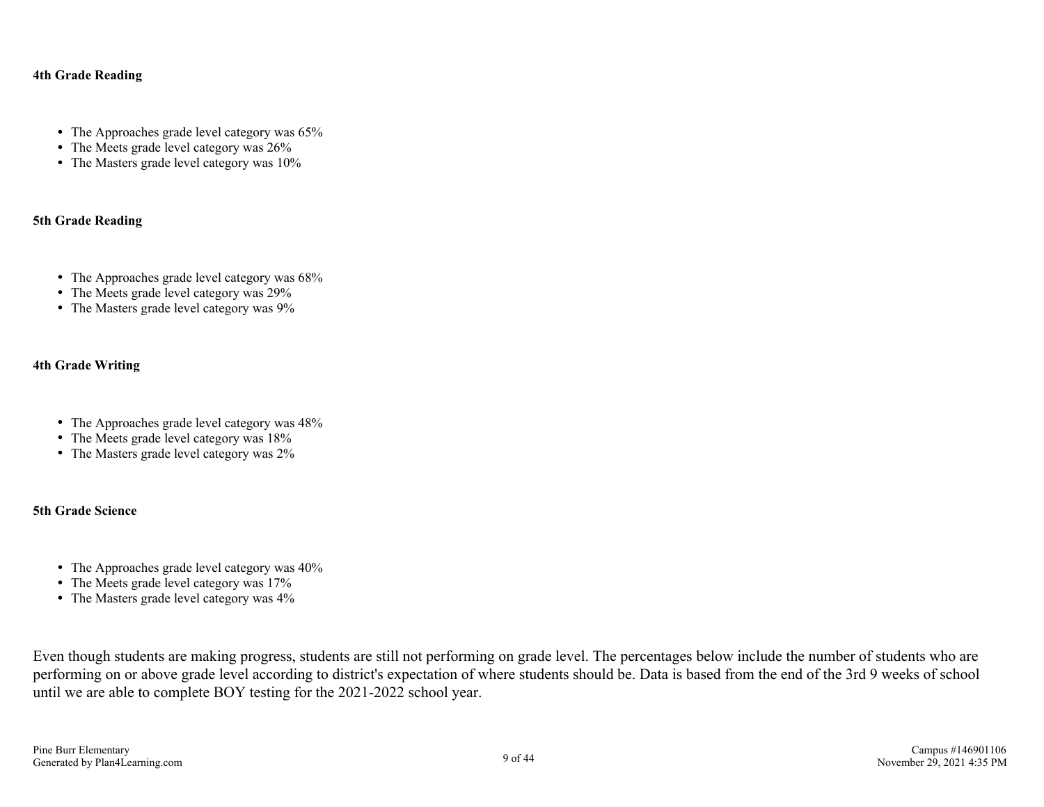**4th Grade Reading**

- The Approaches grade level category was 65%
- The Meets grade level category was 26%
- The Masters grade level category was 10%

**5th Grade Reading**

- The Approaches grade level category was 68%
- The Meets grade level category was 29%
- The Masters grade level category was 9%

**4th Grade Writing**

- The Approaches grade level category was 48%
- The Meets grade level category was 18%
- The Masters grade level category was 2%

**5th Grade Science**

- The Approaches grade level category was 40%
- The Meets grade level category was 17%
- The Masters grade level category was 4%

Even though students are making progress, students are still not performing on grade level. The percentages below include the number of students who are performing on or above grade level according to district's expectation of where students should be. Data is based from the end of the 3rd 9 weeks of school until we are able to complete BOY testing for the 2021-2022 school year.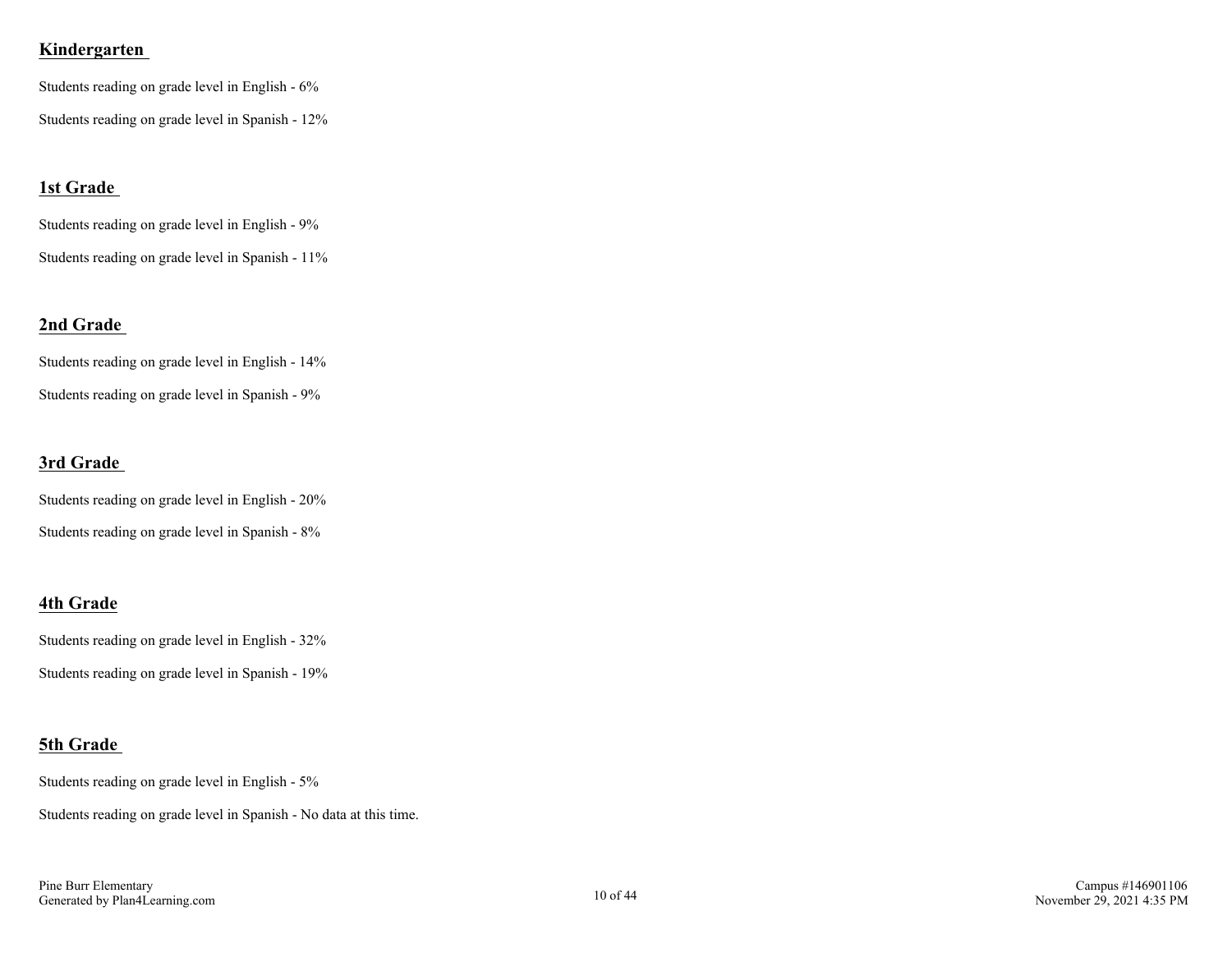**Kindergarten**

Students reading on grade level in English - 6%

Students reading on grade level in Spanish - 12%

**1st Grade**

Students reading on grade level in English - 9%

Students reading on grade level in Spanish - 11%

**2nd Grade**

Students reading on grade level in English - 14%

Students reading on grade level in Spanish - 9%

**3rd Grade**

Students reading on grade level in English - 20%

Students reading on grade level in Spanish - 8%

**4th Grade**

Students reading on grade level in English - 32%

Students reading on grade level in Spanish - 19%

**5th Grade**

Students reading on grade level in English - 5%

Students reading on grade level in Spanish - No data at this time.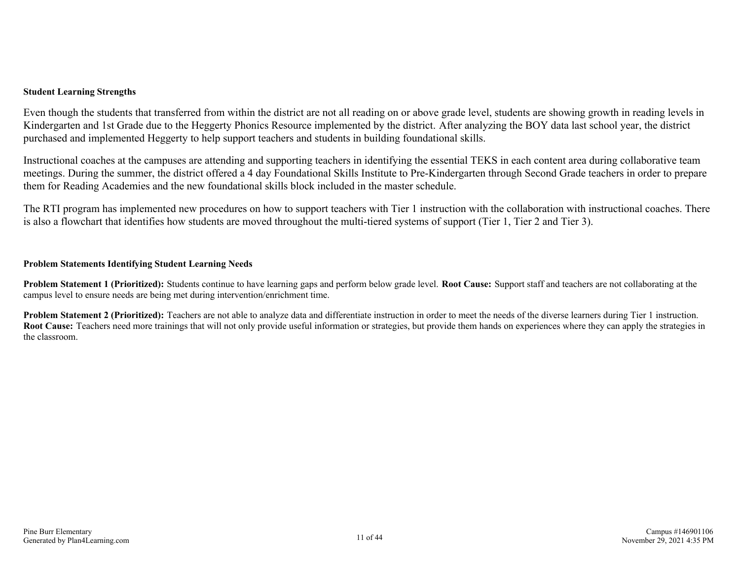### Student Learning Strengths

Even though the students that transferred from within the district are not all reading on or above grade level, students are showing growth in reading levels in Kindergarten and 1st Grade due to the Heggerty Phonics Resource implemented by the district. After analyzing the BOY data last school year, the district purchased and implemented Heggerty to help support teachers and students in building foundational skills.

Instructional coaches at the campuses are attending and supporting teachers in identifying the essential TEKS in each content area during collaborative team meetings. During the summer, the district offered a 4 day Foundational Skills Institute to Pre-Kindergarten through Second Grade teachers in order to prepare them for Reading Academies and the new foundational skills block included in the master schedule.

The RTI program has implemented new procedures on how to support teachers with Tier 1 instruction with the collaboration with instructional coaches. There is also a flowchart that identifies how students are moved throughout the multi-tiered systems of support (Tier 1, Tier 2 and Tier 3).

### Problem Statements Identifying Student Learning Needs

**Problem Statement 1 (Prioritized):** Students continue to have learning gaps and perform below grade level. **Root Cause:** Support staff and teachers are not collaborating at the campus level to ensure needs are being met during intervention/enrichment time.

**Problem Statement 2 (Prioritized):** Teachers are not able to analyze data and differentiate instruction in order to meet the needs of the diverse learners during Tier 1 instruction. **Root Cause:** Teachers need more trainings that will not only provide useful information or strategies, but provide them hands on experiences where they can apply the strategies in the classroom.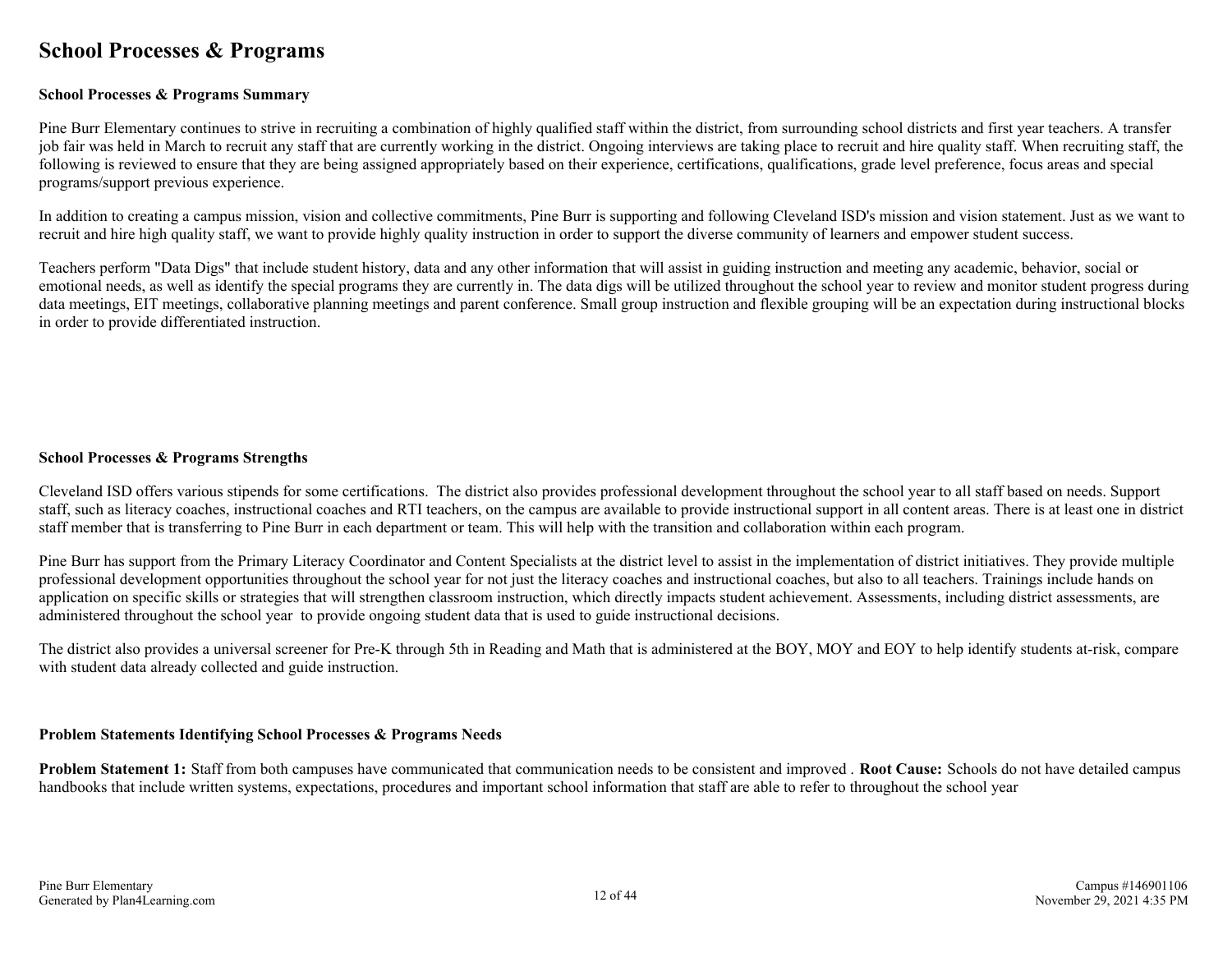# School Processes & Programs

### School Processes & Programs Summary

Pine Burr Elementary continues to strive in recruiting a combination of highly qualified staff within the district, from surrounding school districts and first year teachers. A transfer job fair was held in March to recruit any staff that are currently working in the district. Ongoing interviews are taking place to recruit and hire quality staff. When recruiting staff, the following is reviewed to ensure that they are being assigned appropriately based on their experience, certifications, qualifications, grade level preference, focus areas and special programs/support previous experience.

In addition to creating a campus mission, vision and collective commitments, Pine Burr is supporting and following Cleveland ISD's mission and vision statement. Just as we want to recruit and hire high quality staff, we want to provide highly quality instruction in order to support the diverse community of learners and empower student success.

Teachers perform "Data Digs" that include student history, data and any other information that will assist in guiding instruction and meeting any academic, behavior, social or emotional needs, as well as identify the special programs they are currently in. The data digs will be utilized throughout the school year to review and monitor student progress during data meetings, EIT meetings, collaborative planning meetings and parent conference. Small group instruction and flexible grouping will be an expectation during instructional blocks in order to provide differentiated instruction.

### School Processes & Programs Strengths

Cleveland ISD offers various stipends for some certifications. The district also provides professional development throughout the school year to all staff based on needs. Support staff, such as literacy coaches, instructional coaches and RTI teachers, on the campus are available to provide instructional support in all content areas. There is at least one in district staff member that is transferring to Pine Burr in each department or team. This will help with the transition and collaboration within each program.

Pine Burr has support from the Primary Literacy Coordinator and Content Specialists at the district level to assist in the implementation of district initiatives. They provide multiple professional development opportunities throughout the school year for not just the literacy coaches and instructional coaches, but also to all teachers. Trainings include hands on application on specific skills or strategies that will strengthen classroom instruction, which directly impacts student achievement. Assessments, including district assessments, are administered throughout the school year to provide ongoing student data that is used to guide instructional decisions.

The district also provides a universal screener for Pre-K through 5th in Reading and Math that is administered at the BOY, MOY and EOY to help identify students at-risk, compare with student data already collected and guide instruction.

### Problem Statements Identifying School Processes & Programs Needs

**Problem Statement 1:** Staff from both campuses have communicated that communication needs to be consistent and improved . **Root Cause:** Schools do not have detailed campus handbooks that include written systems, expectations, procedures and important school information that staff are able to refer to throughout the school year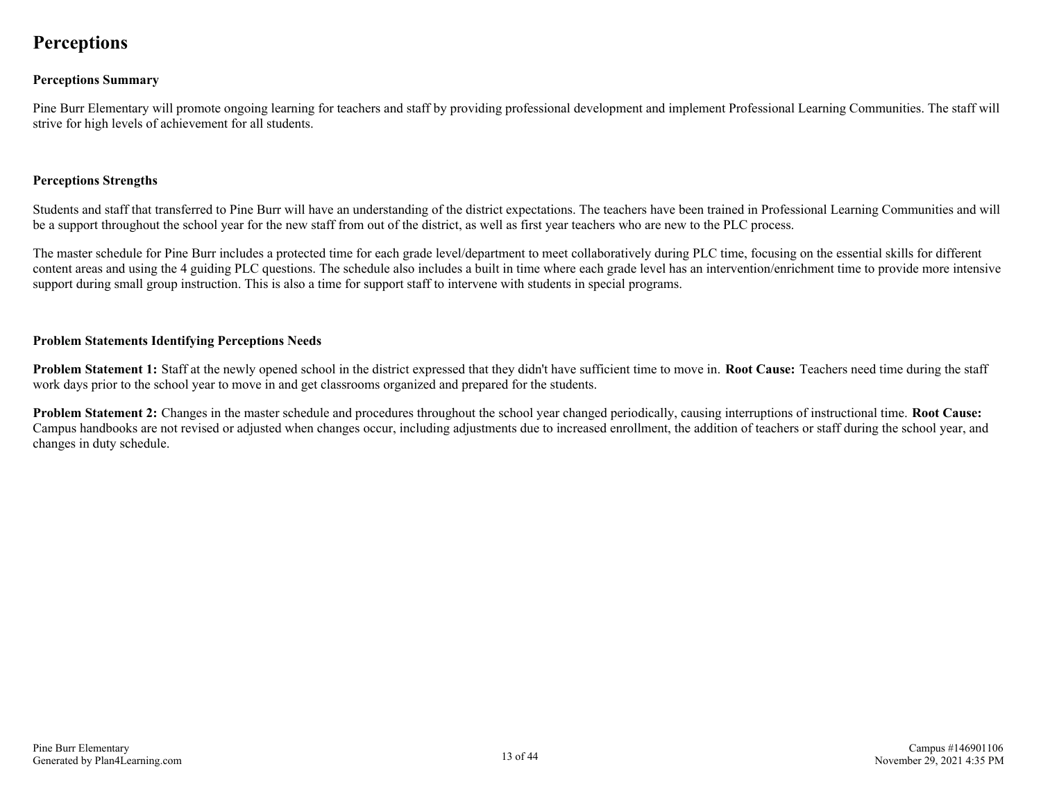# Perceptions

### Perceptions Summary

Pine Burr Elementary will promote ongoing learning for teachers and staff by providing professional development and implement Professional Learning Communities. The staff will strive for high levels of achievement for all students.

### Perceptions Strengths

Students and staff that transferred to Pine Burr will have an understanding of the district expectations. The teachers have been trained in Professional Learning Communities and will be a support throughout the school year for the new staff from out of the district, as well as first year teachers who are new to the PLC process.

The master schedule for Pine Burr includes a protected time for each grade level/department to meet collaboratively during PLC time, focusing on the essential skills for different content areas and using the 4 guiding PLC questions. The schedule also includes a built in time where each grade level has an intervention/enrichment time to provide more intensive support during small group instruction. This is also a time for support staff to intervene with students in special programs.

### Problem Statements Identifying Perceptions Needs

**Problem Statement 1:** Staff at the newly opened school in the district expressed that they didn't have sufficient time to move in. **Root Cause:** Teachers need time during the staff work days prior to the school year to move in and get classrooms organized and prepared for the students.

**Problem Statement 2:** Changes in the master schedule and procedures throughout the school year changed periodically, causing interruptions of instructional time. **Root Cause:** Campus handbooks are not revised or adjusted when changes occur, including adjustments due to increased enrollment, the addition of teachers or staff during the school year, and changes in duty schedule.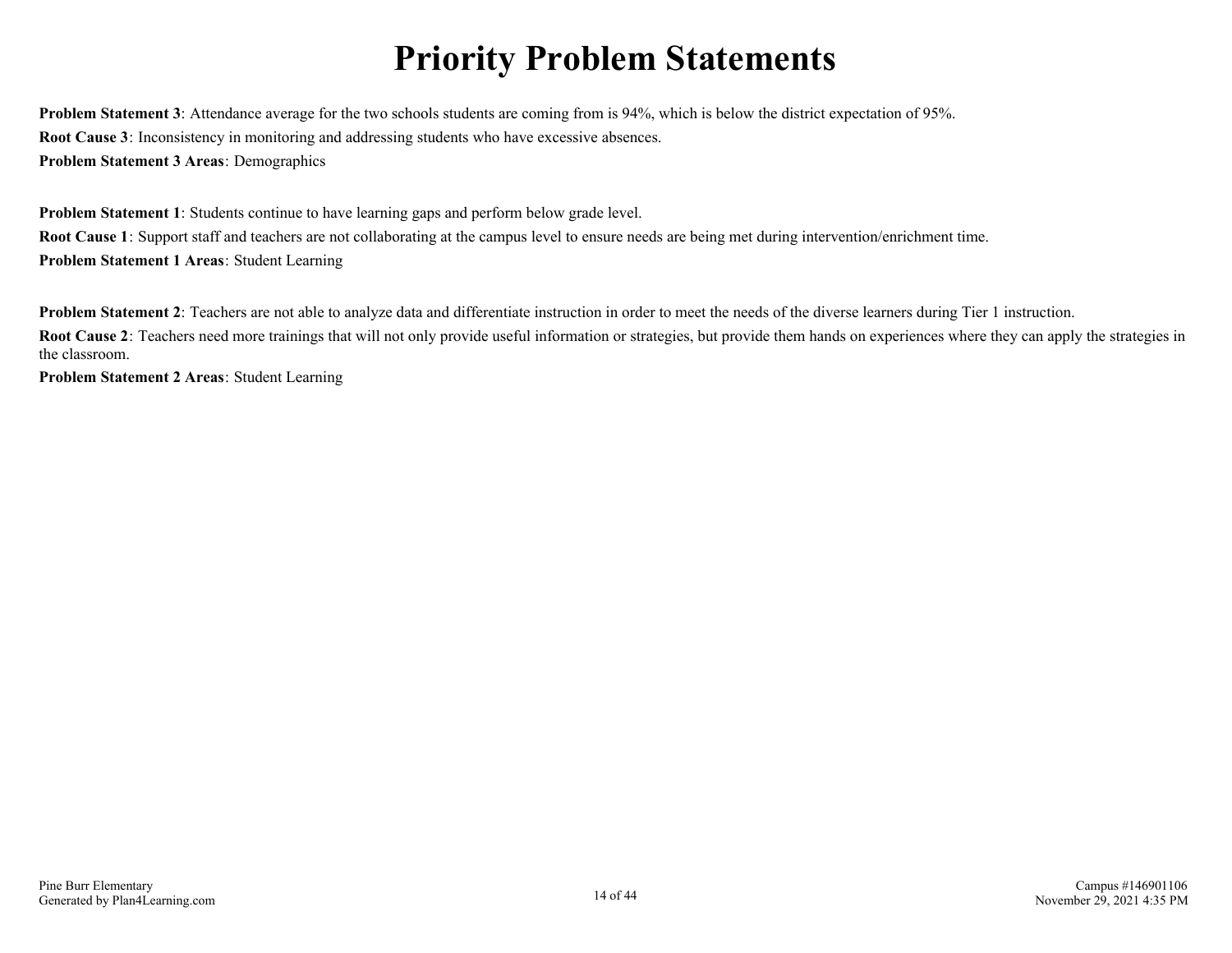# Priority Problem Statements

**Problem Statement 3**: Attendance average for the two schools students are coming from is 94%, which is below the district expectation of 95%.

**Root Cause 3**: Inconsistency in monitoring and addressing students who have excessive absences.

**Problem Statement 3 Areas**: Demographics

**Problem Statement 1**: Students continue to have learning gaps and perform below grade level.

**Root Cause 1**: Support staff and teachers are not collaborating at the campus level to ensure needs are being met during intervention/enrichment time.

**Problem Statement 1 Areas**: Student Learning

**Problem Statement 2**: Teachers are not able to analyze data and differentiate instruction in order to meet the needs of the diverse learners during Tier 1 instruction.

**Root Cause 2**: Teachers need more trainings that will not only provide useful information or strategies, but provide them hands on experiences where they can apply the strategies in the classroom.

**Problem Statement 2 Areas**: Student Learning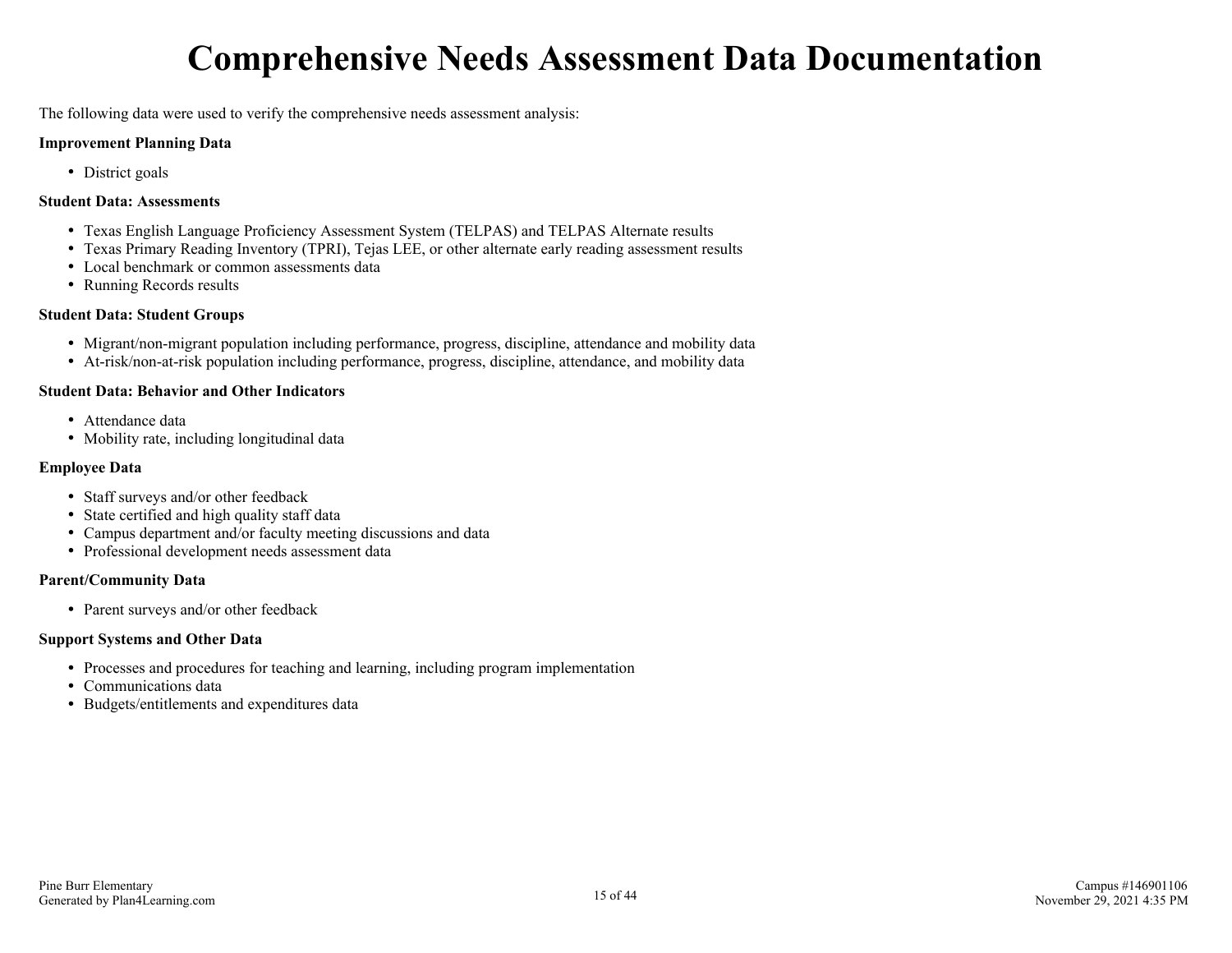# Comprehensive Needs Assessment Data Documentation

The following data were used to verify the comprehensive needs assessment analysis:

**Improvement Planning Data**

- District goals

**Student Data: Assessments**

- Texas English Language Proficiency Assessment System (TELPAS) and TELPAS Alternate results
- Texas Primary Reading Inventory (TPRI), Tejas LEE, or other alternate early reading assessment results
- Local benchmark or common assessments data
- Running Records results

**Student Data: Student Groups**

- Migrant/non-migrant population including performance, progress, discipline, attendance and mobility data
- At-risk/non-at-risk population including performance, progress, discipline, attendance, and mobility data

**Student Data: Behavior and Other Indicators**

- Attendance data
- Mobility rate, including longitudinal data

**Employee Data**

- Staff surveys and/or other feedback
- State certified and high quality staff data
- Campus department and/or faculty meeting discussions and data
- Professional development needs assessment data

**Parent/Community Data**

- Parent surveys and/or other feedback

**Support Systems and Other Data**

- Processes and procedures for teaching and learning, including program implementation
- Communications data
- Budgets/entitlements and expenditures data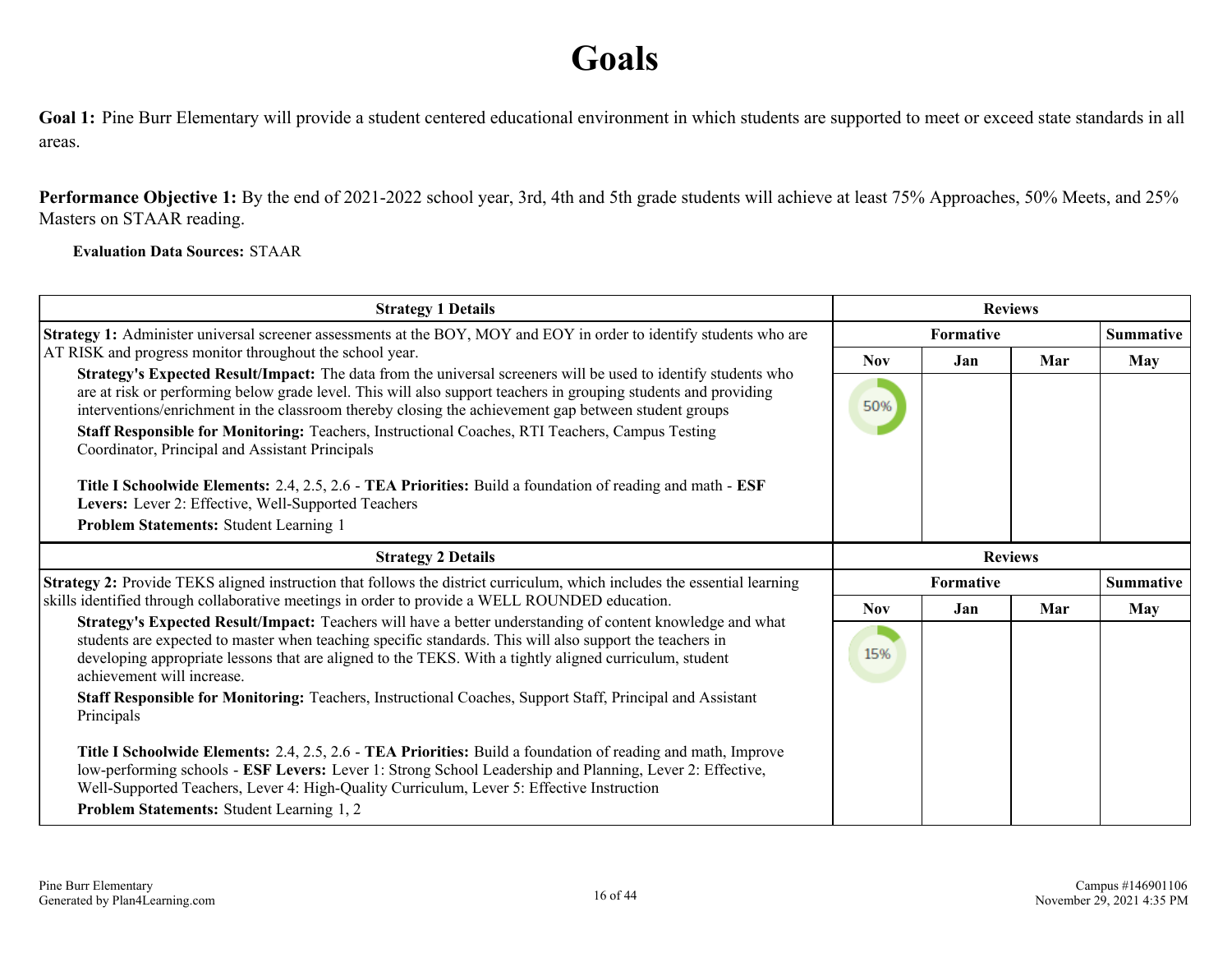# Goals

**Goal 1:** Pine Burr Elementary will provide a student centered educational environment in which students are supported to meet or exceed state standards in all areas.

**Performance Objective 1:** By the end of 2021-2022 school year, 3rd, 4th and 5th grade students will achieve at least 75% Approaches, 50% Meets, and 25% Masters on STAAR reading.

**Evaluation Data Sources:** STAAR

| Strategy 1 Details | Reviews | | | |
|---|---|---|---|---|
| | Formative | | | Summative |
| | Nov | Jan | Mar | May |
| **Strategy 1:** Administer universal screener assessments at the BOY, MOY and EOY in order to identify students who are AT RISK and progress monitor throughout the school year.<br>**Strategy's Expected Result/Impact:** The data from the universal screeners will be used to identify students who are at risk or performing below grade level. This will also support teachers in grouping students and providing interventions/enrichment in the classroom thereby closing the achievement gap between student groups<br>**Staff Responsible for Monitoring:** Teachers, Instructional Coaches, RTI Teachers, Campus Testing Coordinator, Principal and Assistant Principals<br><br>**Title I Schoolwide Elements:** 2.4, 2.5, 2.6 - **TEA Priorities:** Build a foundation of reading and math - **ESF Levers:** Lever 2: Effective, Well-Supported Teachers<br>**Problem Statements:** Student Learning 1 | 50% | | | |

| Strategy 2 Details | Reviews | | | |
|---|---|---|---|---|
| | Formative | | | Summative |
| | Nov | Jan | Mar | May |
| **Strategy 2:** Provide TEKS aligned instruction that follows the district curriculum, which includes the essential learning skills identified through collaborative meetings in order to provide a WELL ROUNDED education.<br>**Strategy's Expected Result/Impact:** Teachers will have a better understanding of content knowledge and what students are expected to master when teaching specific standards. This will also support the teachers in developing appropriate lessons that are aligned to the TEKS. With a tightly aligned curriculum, student achievement will increase.<br>**Staff Responsible for Monitoring:** Teachers, Instructional Coaches, Support Staff, Principal and Assistant Principals<br><br>**Title I Schoolwide Elements:** 2.4, 2.5, 2.6 - **TEA Priorities:** Build a foundation of reading and math, Improve low-performing schools - **ESF Levers:** Lever 1: Strong School Leadership and Planning, Lever 2: Effective, Well-Supported Teachers, Lever 4: High-Quality Curriculum, Lever 5: Effective Instruction<br>**Problem Statements:** Student Learning 1, 2 | 15% | | | |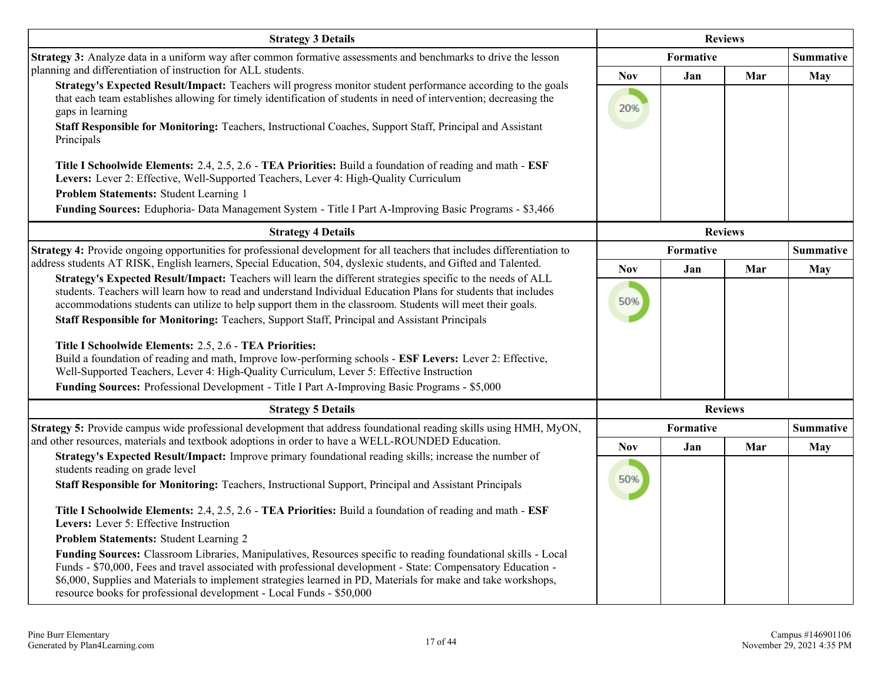| Strategy 3 Details | Reviews | | | |
|---|---|---|---|---|
| **Strategy 3:** Analyze data in a uniform way after common formative assessments and benchmarks to drive the lesson planning and differentiation of instruction for ALL students.<br>**Strategy's Expected Result/Impact:** Teachers will progress monitor student performance according to the goals that each team establishes allowing for timely identification of students in need of intervention; decreasing the gaps in learning<br>**Staff Responsible for Monitoring:** Teachers, Instructional Coaches, Support Staff, Principal and Assistant Principals<br><br>**Title I Schoolwide Elements:** 2.4, 2.5, 2.6 - **TEA Priorities:** Build a foundation of reading and math - **ESF Levers:** Lever 2: Effective, Well-Supported Teachers, Lever 4: High-Quality Curriculum<br>**Problem Statements:** Student Learning 1<br>**Funding Sources:** Eduphoria- Data Management System - Title I Part A-Improving Basic Programs - $3,466 | **Formative** | | | **Summative** |
| | **Nov** | **Jan** | **Mar** | **May** |
| | 20% | | | |

| Strategy 4 Details | Reviews | | | |
|---|---|---|---|---|
| **Strategy 4:** Provide ongoing opportunities for professional development for all teachers that includes differentiation to address students AT RISK, English learners, Special Education, 504, dyslexic students, and Gifted and Talented.<br>**Strategy's Expected Result/Impact:** Teachers will learn the different strategies specific to the needs of ALL students. Teachers will learn how to read and understand Individual Education Plans for students that includes accommodations students can utilize to help support them in the classroom. Students will meet their goals.<br>**Staff Responsible for Monitoring:** Teachers, Support Staff, Principal and Assistant Principals<br><br>**Title I Schoolwide Elements:** 2.5, 2.6 - **TEA Priorities:**<br>Build a foundation of reading and math, Improve low-performing schools - **ESF Levers:** Lever 2: Effective, Well-Supported Teachers, Lever 4: High-Quality Curriculum, Lever 5: Effective Instruction<br>**Funding Sources:** Professional Development - Title I Part A-Improving Basic Programs - $5,000 | **Formative** | | | **Summative** |
| | **Nov** | **Jan** | **Mar** | **May** |
| | 50% | | | |

| Strategy 5 Details | Reviews | | | |
|---|---|---|---|---|
| **Strategy 5:** Provide campus wide professional development that address foundational reading skills using HMH, MyON, and other resources, materials and textbook adoptions in order to have a WELL-ROUNDED Education.<br>**Strategy's Expected Result/Impact:** Improve primary foundational reading skills; increase the number of students reading on grade level<br>**Staff Responsible for Monitoring:** Teachers, Instructional Support, Principal and Assistant Principals<br><br>**Title I Schoolwide Elements:** 2.4, 2.5, 2.6 - **TEA Priorities:** Build a foundation of reading and math - **ESF Levers:** Lever 5: Effective Instruction<br>**Problem Statements:** Student Learning 2<br>**Funding Sources:** Classroom Libraries, Manipulatives, Resources specific to reading foundational skills - Local Funds - $70,000, Fees and travel associated with professional development - State: Compensatory Education - $6,000, Supplies and Materials to implement strategies learned in PD, Materials for make and take workshops, resource books for professional development - Local Funds - $50,000 | **Formative** | | | **Summative** |
| | **Nov** | **Jan** | **Mar** | **May** |
| | 50% | | | |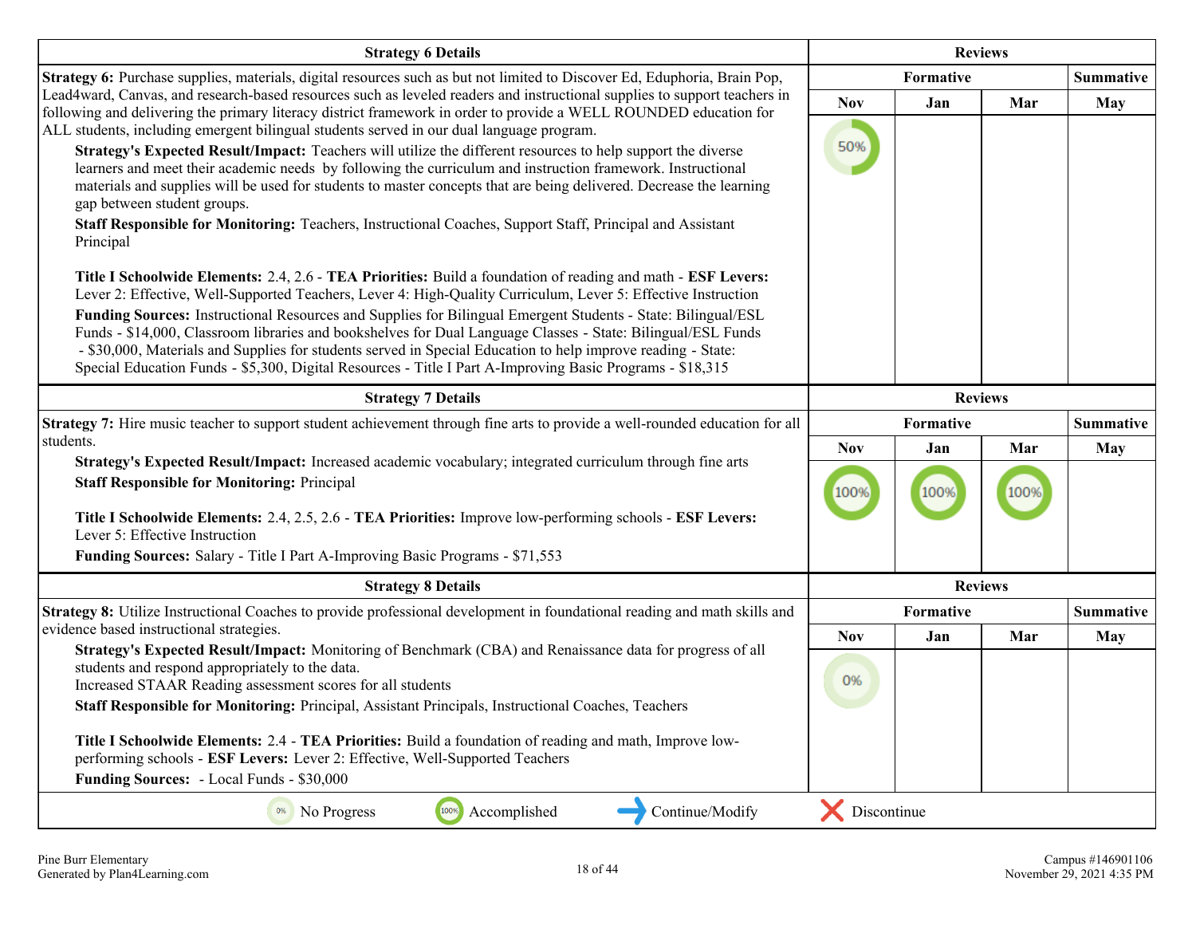| Strategy 6 Details | Reviews | | | |
|---|---|---|---|---|
| **Strategy 6:** Purchase supplies, materials, digital resources such as but not limited to Discover Ed, Eduphoria, Brain Pop, Lead4ward, Canvas, and research-based resources such as leveled readers and instructional supplies to support teachers in following and delivering the primary literacy district framework in order to provide a WELL ROUNDED education for ALL students, including emergent bilingual students served in our dual language program. | Formative | | | Summative |
| | Nov | Jan | Mar | May |
| **Strategy's Expected Result/Impact:** Teachers will utilize the different resources to help support the diverse learners and meet their academic needs by following the curriculum and instruction framework. Instructional materials and supplies will be used for students to master concepts that are being delivered. Decrease the learning gap between student groups.<br>**Staff Responsible for Monitoring:** Teachers, Instructional Coaches, Support Staff, Principal and Assistant Principal<br><br>**Title I Schoolwide Elements:** 2.4, 2.6 - **TEA Priorities:** Build a foundation of reading and math - **ESF Levers:** Lever 2: Effective, Well-Supported Teachers, Lever 4: High-Quality Curriculum, Lever 5: Effective Instruction<br>**Funding Sources:** Instructional Resources and Supplies for Bilingual Emergent Students - State: Bilingual/ESL Funds - $14,000, Classroom libraries and bookshelves for Dual Language Classes - State: Bilingual/ESL Funds - $30,000, Materials and Supplies for students served in Special Education to help improve reading - State: Special Education Funds - $5,300, Digital Resources - Title I Part A-Improving Basic Programs - $18,315 | 50% | | | |

| Strategy 7 Details | Reviews | | | |
|---|---|---|---|---|
| **Strategy 7:** Hire music teacher to support student achievement through fine arts to provide a well-rounded education for all students. | Formative | | | Summative |
| | Nov | Jan | Mar | May |
| **Strategy's Expected Result/Impact:** Increased academic vocabulary; integrated curriculum through fine arts<br>**Staff Responsible for Monitoring:** Principal<br><br>**Title I Schoolwide Elements:** 2.4, 2.5, 2.6 - **TEA Priorities:** Improve low-performing schools - **ESF Levers:** Lever 5: Effective Instruction<br>**Funding Sources:** Salary - Title I Part A-Improving Basic Programs - $71,553 | 100% | 100% | 100% | |

| Strategy 8 Details | Reviews | | | |
|---|---|---|---|---|
| **Strategy 8:** Utilize Instructional Coaches to provide professional development in foundational reading and math skills and evidence based instructional strategies. | Formative | | | Summative |
| | Nov | Jan | Mar | May |
| **Strategy's Expected Result/Impact:** Monitoring of Benchmark (CBA) and Renaissance data for progress of all students and respond appropriately to the data.<br>Increased STAAR Reading assessment scores for all students<br>**Staff Responsible for Monitoring:** Principal, Assistant Principals, Instructional Coaches, Teachers<br><br>**Title I Schoolwide Elements:** 2.4 - **TEA Priorities:** Build a foundation of reading and math, Improve low-performing schools - **ESF Levers:** Lever 2: Effective, Well-Supported Teachers<br>**Funding Sources:** - Local Funds - $30,000 | 0% | | | |

0% No Progress | 100% Accomplished | → Continue/Modify | ✕ Discontinue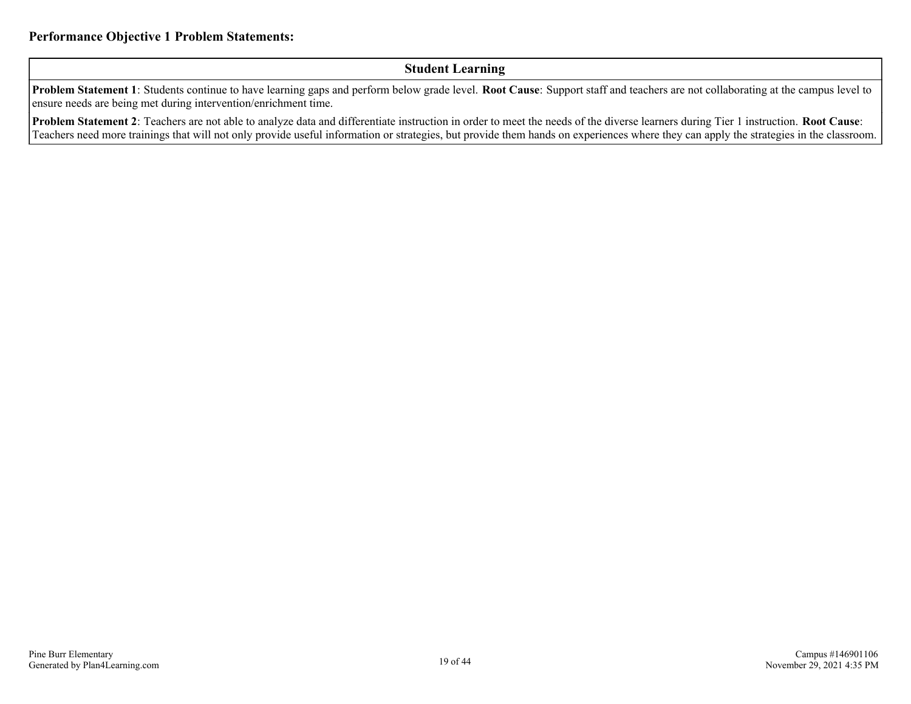**Performance Objective 1 Problem Statements:**

| Student Learning |
|---|
| **Problem Statement 1**: Students continue to have learning gaps and perform below grade level. **Root Cause**: Support staff and teachers are not collaborating at the campus level to ensure needs are being met during intervention/enrichment time. |
| **Problem Statement 2**: Teachers are not able to analyze data and differentiate instruction in order to meet the needs of the diverse learners during Tier 1 instruction. **Root Cause**: Teachers need more trainings that will not only provide useful information or strategies, but provide them hands on experiences where they can apply the strategies in the classroom. |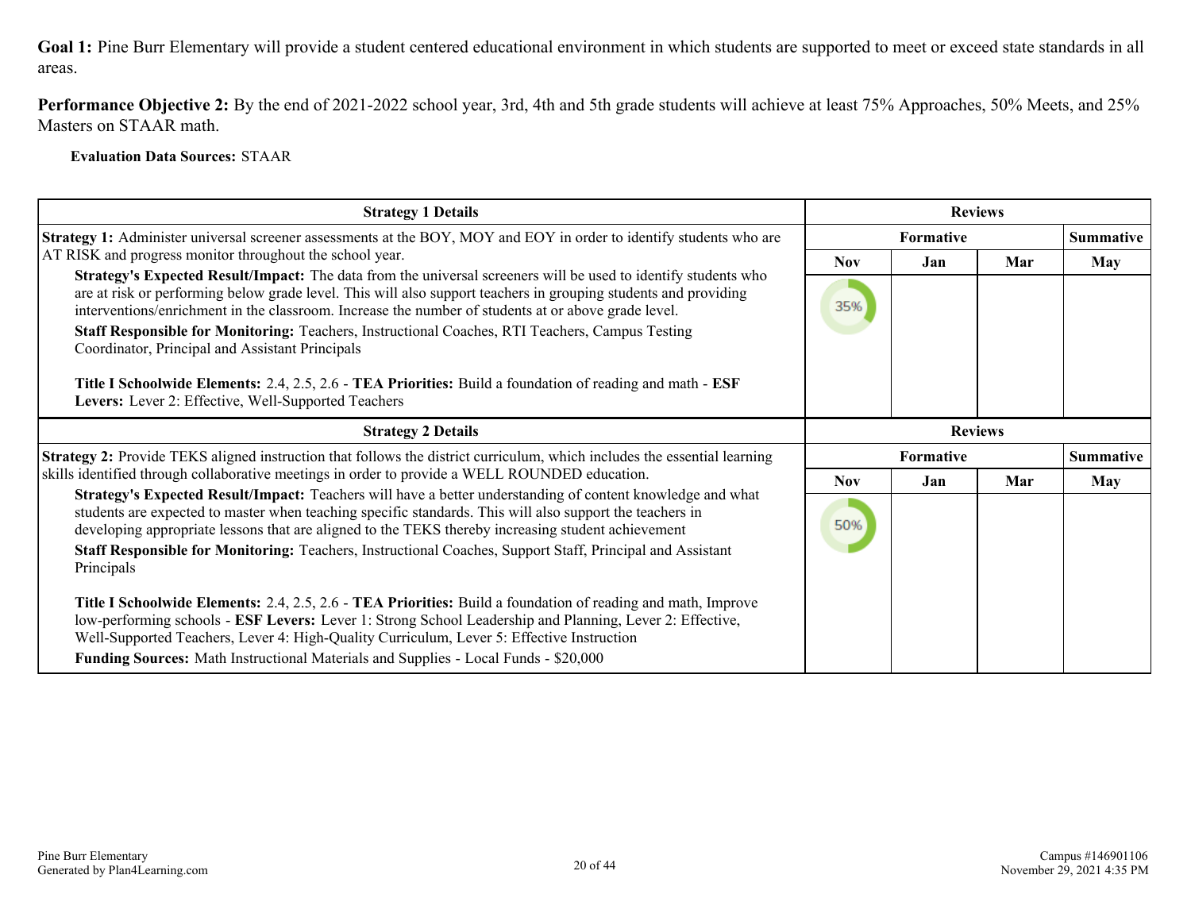**Goal 1:** Pine Burr Elementary will provide a student centered educational environment in which students are supported to meet or exceed state standards in all areas.

**Performance Objective 2:** By the end of 2021-2022 school year, 3rd, 4th and 5th grade students will achieve at least 75% Approaches, 50% Meets, and 25% Masters on STAAR math.

**Evaluation Data Sources:** STAAR

| Strategy 1 Details | Reviews | | | |
|---|---|---|---|---|
| | Formative | | | Summative |
| | Nov | Jan | Mar | May |
| **Strategy 1:** Administer universal screener assessments at the BOY, MOY and EOY in order to identify students who are AT RISK and progress monitor throughout the school year.<br>**Strategy's Expected Result/Impact:** The data from the universal screeners will be used to identify students who are at risk or performing below grade level. This will also support teachers in grouping students and providing interventions/enrichment in the classroom. Increase the number of students at or above grade level.<br>**Staff Responsible for Monitoring:** Teachers, Instructional Coaches, RTI Teachers, Campus Testing Coordinator, Principal and Assistant Principals<br><br>**Title I Schoolwide Elements:** 2.4, 2.5, 2.6 - **TEA Priorities:** Build a foundation of reading and math - **ESF Levers:** Lever 2: Effective, Well-Supported Teachers | 35% | | | |

| Strategy 2 Details | Reviews | | | |
|---|---|---|---|---|
| | Formative | | | Summative |
| | Nov | Jan | Mar | May |
| **Strategy 2:** Provide TEKS aligned instruction that follows the district curriculum, which includes the essential learning skills identified through collaborative meetings in order to provide a WELL ROUNDED education.<br>**Strategy's Expected Result/Impact:** Teachers will have a better understanding of content knowledge and what students are expected to master when teaching specific standards. This will also support the teachers in developing appropriate lessons that are aligned to the TEKS thereby increasing student achievement<br>**Staff Responsible for Monitoring:** Teachers, Instructional Coaches, Support Staff, Principal and Assistant Principals<br><br>**Title I Schoolwide Elements:** 2.4, 2.5, 2.6 - **TEA Priorities:** Build a foundation of reading and math, Improve low-performing schools - **ESF Levers:** Lever 1: Strong School Leadership and Planning, Lever 2: Effective, Well-Supported Teachers, Lever 4: High-Quality Curriculum, Lever 5: Effective Instruction<br>**Funding Sources:** Math Instructional Materials and Supplies - Local Funds - $20,000 | 50% | | | |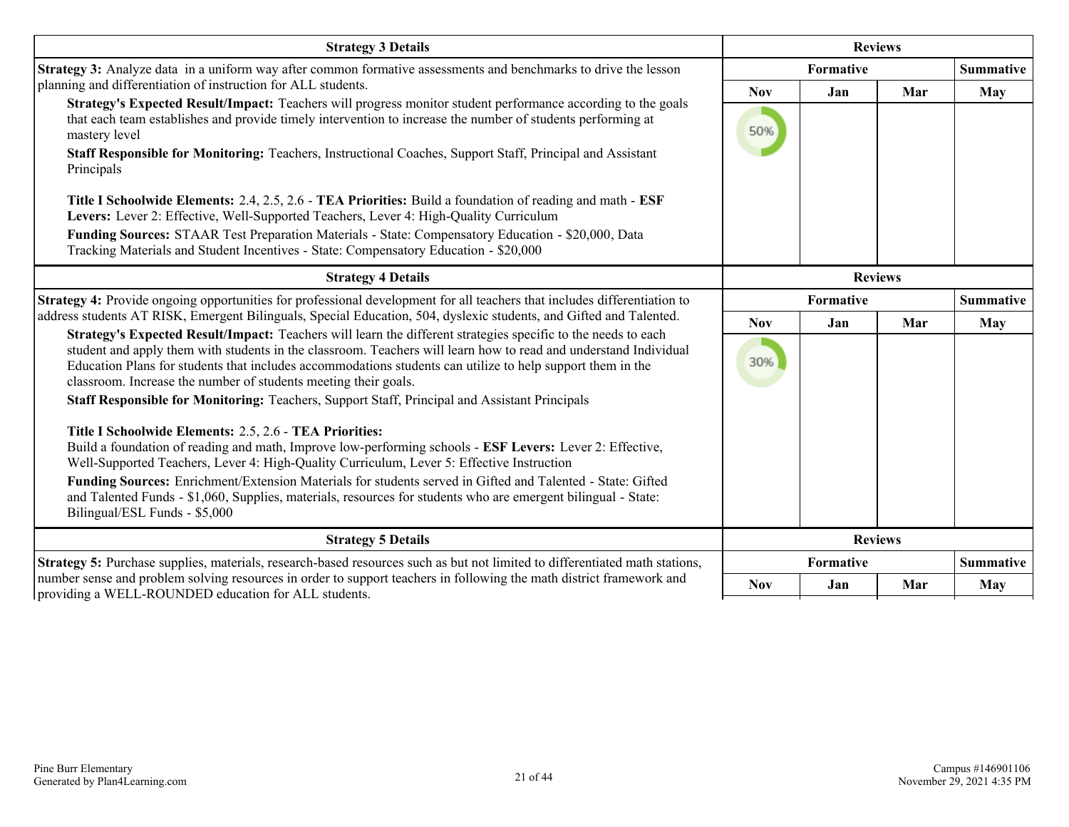| Strategy 3 Details | Reviews | | | |
|---|---|---|---|---|
| | Formative | | | Summative |
| **Strategy 3:** Analyze data in a uniform way after common formative assessments and benchmarks to drive the lesson planning and differentiation of instruction for ALL students.<br>**Strategy's Expected Result/Impact:** Teachers will progress monitor student performance according to the goals that each team establishes and provide timely intervention to increase the number of students performing at mastery level<br>**Staff Responsible for Monitoring:** Teachers, Instructional Coaches, Support Staff, Principal and Assistant Principals<br><br>**Title I Schoolwide Elements:** 2.4, 2.5, 2.6 - **TEA Priorities:** Build a foundation of reading and math - **ESF Levers:** Lever 2: Effective, Well-Supported Teachers, Lever 4: High-Quality Curriculum<br>**Funding Sources:** STAAR Test Preparation Materials - State: Compensatory Education - $20,000, Data Tracking Materials and Student Incentives - State: Compensatory Education - $20,000 | **Nov** | **Jan** | **Mar** | **May** |
| | 50% | | | |

| Strategy 4 Details | Reviews | | | |
|---|---|---|---|---|
| | Formative | | | Summative |
| **Strategy 4:** Provide ongoing opportunities for professional development for all teachers that includes differentiation to address students AT RISK, Emergent Bilinguals, Special Education, 504, dyslexic students, and Gifted and Talented.<br>**Strategy's Expected Result/Impact:** Teachers will learn the different strategies specific to the needs to each student and apply them with students in the classroom. Teachers will learn how to read and understand Individual Education Plans for students that includes accommodations students can utilize to help support them in the classroom. Increase the number of students meeting their goals.<br>**Staff Responsible for Monitoring:** Teachers, Support Staff, Principal and Assistant Principals<br><br>**Title I Schoolwide Elements:** 2.5, 2.6 - **TEA Priorities:** Build a foundation of reading and math, Improve low-performing schools - **ESF Levers:** Lever 2: Effective, Well-Supported Teachers, Lever 4: High-Quality Curriculum, Lever 5: Effective Instruction<br>**Funding Sources:** Enrichment/Extension Materials for students served in Gifted and Talented - State: Gifted and Talented Funds - $1,060, Supplies, materials, resources for students who are emergent bilingual - State: Bilingual/ESL Funds - $5,000 | **Nov** | **Jan** | **Mar** | **May** |
| | 30% | | | |

| Strategy 5 Details | Reviews | | | |
|---|---|---|---|---|
| | Formative | | | Summative |
| **Strategy 5:** Purchase supplies, materials, research-based resources such as but not limited to differentiated math stations, number sense and problem solving resources in order to support teachers in following the math district framework and providing a WELL-ROUNDED education for ALL students. | **Nov** | **Jan** | **Mar** | **May** |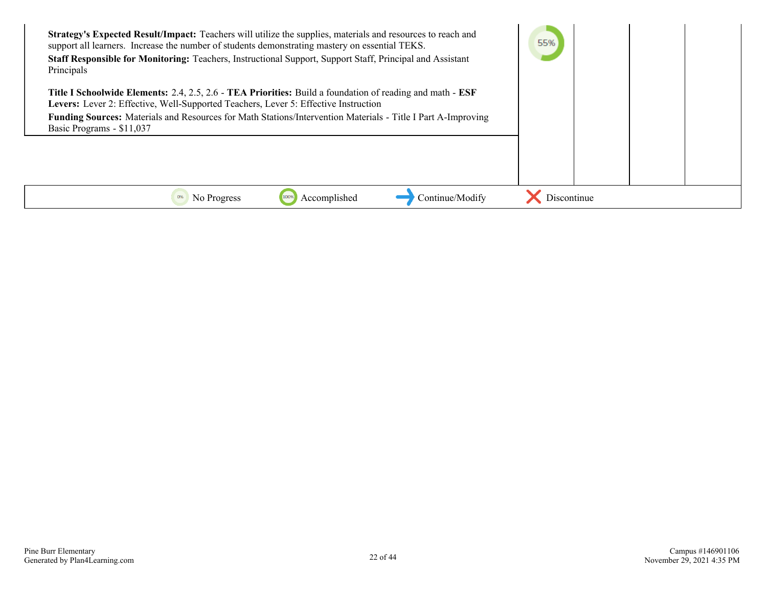| | | | | |
|---|---|---|---|---|
| **Strategy's Expected Result/Impact:** Teachers will utilize the supplies, materials and resources to reach and support all learners. Increase the number of students demonstrating mastery on essential TEKS.<br>**Staff Responsible for Monitoring:** Teachers, Instructional Support, Support Staff, Principal and Assistant Principals<br><br>**Title I Schoolwide Elements:** 2.4, 2.5, 2.6 - **TEA Priorities:** Build a foundation of reading and math - **ESF Levers:** Lever 2: Effective, Well-Supported Teachers, Lever 5: Effective Instruction<br>**Funding Sources:** Materials and Resources for Math Stations/Intervention Materials - Title I Part A-Improving Basic Programs - $11,037 | 55% | | | |

0% No Progress | 100% Accomplished | Continue/Modify | Discontinue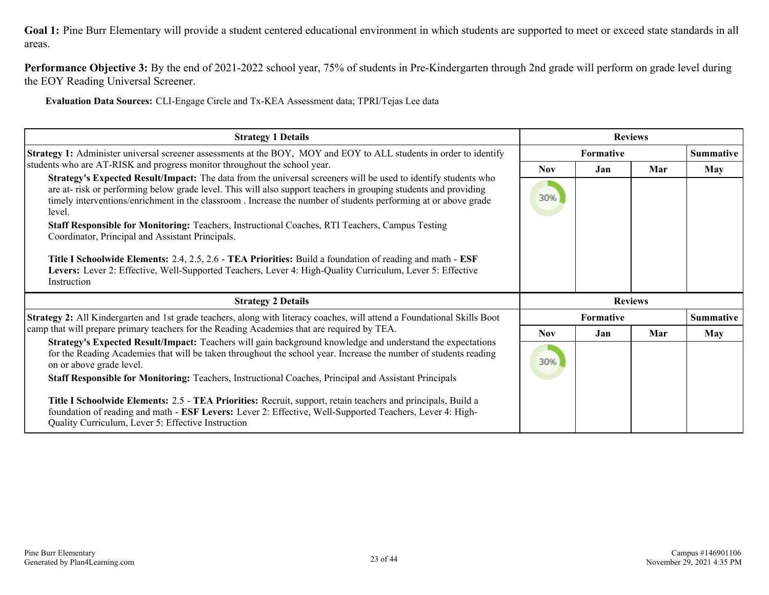**Goal 1:** Pine Burr Elementary will provide a student centered educational environment in which students are supported to meet or exceed state standards in all areas.

**Performance Objective 3:** By the end of 2021-2022 school year, 75% of students in Pre-Kindergarten through 2nd grade will perform on grade level during the EOY Reading Universal Screener.

**Evaluation Data Sources:** CLI-Engage Circle and Tx-KEA Assessment data; TPRI/Tejas Lee data

| Strategy 1 Details | Reviews | | | |
|---|---|---|---|---|
| | Formative | | | Summative |
| | Nov | Jan | Mar | May |
| **Strategy 1:** Administer universal screener assessments at the BOY, MOY and EOY to ALL students in order to identify students who are AT-RISK and progress monitor throughout the school year.<br>**Strategy's Expected Result/Impact:** The data from the universal screeners will be used to identify students who are at- risk or performing below grade level. This will also support teachers in grouping students and providing timely interventions/enrichment in the classroom . Increase the number of students performing at or above grade level.<br>**Staff Responsible for Monitoring:** Teachers, Instructional Coaches, RTI Teachers, Campus Testing Coordinator, Principal and Assistant Principals.<br><br>**Title I Schoolwide Elements:** 2.4, 2.5, 2.6 - **TEA Priorities:** Build a foundation of reading and math - **ESF Levers:** Lever 2: Effective, Well-Supported Teachers, Lever 4: High-Quality Curriculum, Lever 5: Effective Instruction | 30% | | | |

| Strategy 2 Details | Reviews | | | |
|---|---|---|---|---|
| | Formative | | | Summative |
| | Nov | Jan | Mar | May |
| **Strategy 2:** All Kindergarten and 1st grade teachers, along with literacy coaches, will attend a Foundational Skills Boot camp that will prepare primary teachers for the Reading Academies that are required by TEA.<br>**Strategy's Expected Result/Impact:** Teachers will gain background knowledge and understand the expectations for the Reading Academies that will be taken throughout the school year. Increase the number of students reading on or above grade level.<br>**Staff Responsible for Monitoring:** Teachers, Instructional Coaches, Principal and Assistant Principals<br><br>**Title I Schoolwide Elements:** 2.5 - **TEA Priorities:** Recruit, support, retain teachers and principals, Build a foundation of reading and math - **ESF Levers:** Lever 2: Effective, Well-Supported Teachers, Lever 4: High-Quality Curriculum, Lever 5: Effective Instruction | 30% | | | |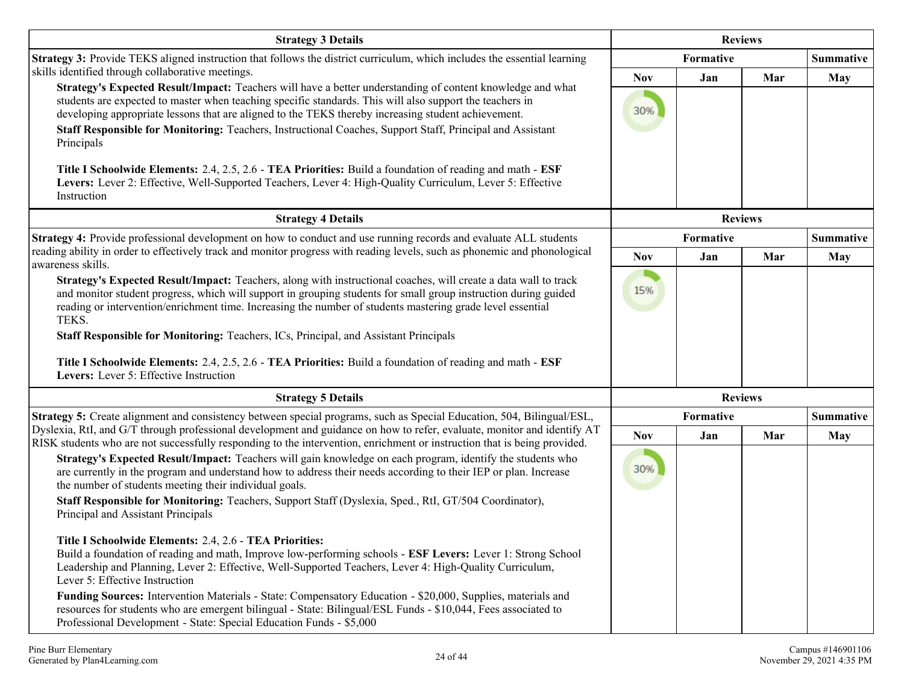| Strategy 3 Details | Reviews | | | |
|---|---|---|---|---|
| | Formative | | | Summative |
| | Nov | Jan | Mar | May |
| **Strategy 3:** Provide TEKS aligned instruction that follows the district curriculum, which includes the essential learning skills identified through collaborative meetings.<br>**Strategy's Expected Result/Impact:** Teachers will have a better understanding of content knowledge and what students are expected to master when teaching specific standards. This will also support the teachers in developing appropriate lessons that are aligned to the TEKS thereby increasing student achievement.<br>**Staff Responsible for Monitoring:** Teachers, Instructional Coaches, Support Staff, Principal and Assistant Principals<br><br>**Title I Schoolwide Elements:** 2.4, 2.5, 2.6 - **TEA Priorities:** Build a foundation of reading and math - **ESF Levers:** Lever 2: Effective, Well-Supported Teachers, Lever 4: High-Quality Curriculum, Lever 5: Effective Instruction | 30% | | | |

| Strategy 4 Details | Reviews | | | |
|---|---|---|---|---|
| | Formative | | | Summative |
| | Nov | Jan | Mar | May |
| **Strategy 4:** Provide professional development on how to conduct and use running records and evaluate ALL students reading ability in order to effectively track and monitor progress with reading levels, such as phonemic and phonological awareness skills.<br>**Strategy's Expected Result/Impact:** Teachers, along with instructional coaches, will create a data wall to track and monitor student progress, which will support in grouping students for small group instruction during guided reading or intervention/enrichment time. Increasing the number of students mastering grade level essential TEKS.<br>**Staff Responsible for Monitoring:** Teachers, ICs, Principal, and Assistant Principals<br><br>**Title I Schoolwide Elements:** 2.4, 2.5, 2.6 - **TEA Priorities:** Build a foundation of reading and math - **ESF Levers:** Lever 5: Effective Instruction | 15% | | | |

| Strategy 5 Details | Reviews | | | |
|---|---|---|---|---|
| | Formative | | | Summative |
| | Nov | Jan | Mar | May |
| **Strategy 5:** Create alignment and consistency between special programs, such as Special Education, 504, Bilingual/ESL, Dyslexia, RtI, and G/T through professional development and guidance on how to refer, evaluate, monitor and identify AT RISK students who are not successfully responding to the intervention, enrichment or instruction that is being provided.<br>**Strategy's Expected Result/Impact:** Teachers will gain knowledge on each program, identify the students who are currently in the program and understand how to address their needs according to their IEP or plan. Increase the number of students meeting their individual goals.<br>**Staff Responsible for Monitoring:** Teachers, Support Staff (Dyslexia, Sped., RtI, GT/504 Coordinator), Principal and Assistant Principals<br><br>**Title I Schoolwide Elements:** 2.4, 2.6 - **TEA Priorities:** Build a foundation of reading and math, Improve low-performing schools - **ESF Levers:** Lever 1: Strong School Leadership and Planning, Lever 2: Effective, Well-Supported Teachers, Lever 4: High-Quality Curriculum, Lever 5: Effective Instruction<br>**Funding Sources:** Intervention Materials - State: Compensatory Education - $20,000, Supplies, materials and resources for students who are emergent bilingual - State: Bilingual/ESL Funds - $10,044, Fees associated to Professional Development - State: Special Education Funds - $5,000 | 30% | | | |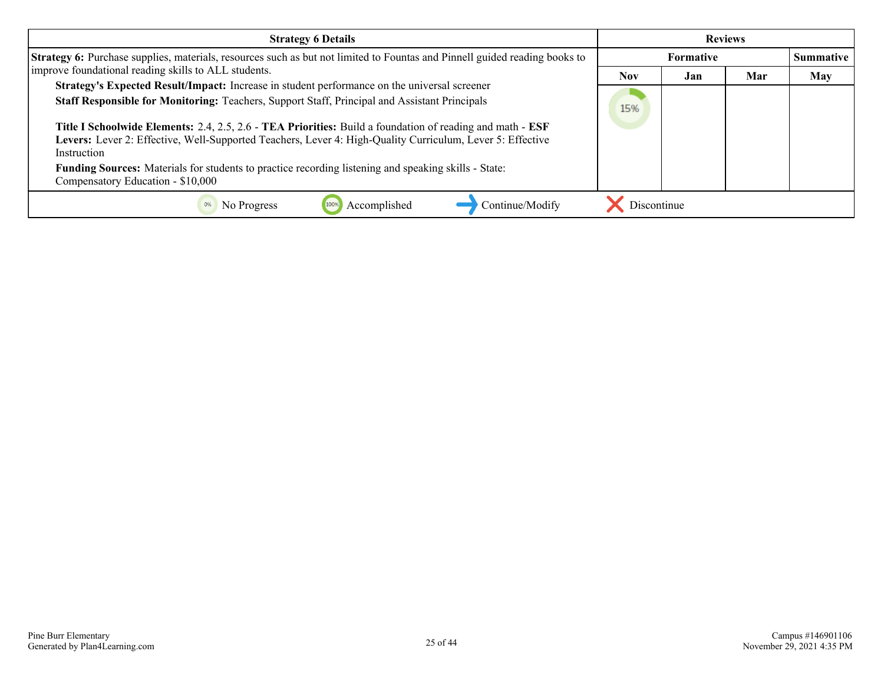| Strategy 6 Details | Reviews | | | |
|---|---|---|---|---|
| | Formative | | | Summative |
| | Nov | Jan | Mar | May |
| **Strategy 6:** Purchase supplies, materials, resources such as but not limited to Fountas and Pinnell guided reading books to improve foundational reading skills to ALL students.<br>**Strategy's Expected Result/Impact:** Increase in student performance on the universal screener<br>**Staff Responsible for Monitoring:** Teachers, Support Staff, Principal and Assistant Principals<br><br>**Title I Schoolwide Elements:** 2.4, 2.5, 2.6 - **TEA Priorities:** Build a foundation of reading and math - **ESF Levers:** Lever 2: Effective, Well-Supported Teachers, Lever 4: High-Quality Curriculum, Lever 5: Effective Instruction<br>**Funding Sources:** Materials for students to practice recording listening and speaking skills - State: Compensatory Education - $10,000 | 15% | | | |

0% No Progress | 100% Accomplished | → Continue/Modify | ✗ Discontinue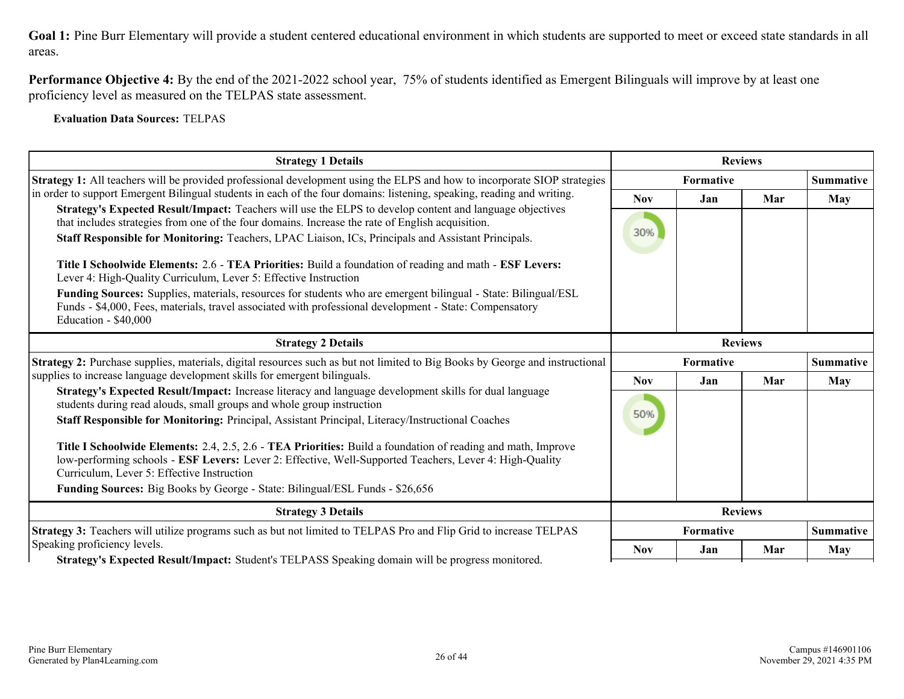**Goal 1:** Pine Burr Elementary will provide a student centered educational environment in which students are supported to meet or exceed state standards in all areas.

**Performance Objective 4:** By the end of the 2021-2022 school year, 75% of students identified as Emergent Bilinguals will improve by at least one proficiency level as measured on the TELPAS state assessment.

**Evaluation Data Sources:** TELPAS

| Strategy 1 Details | Reviews | | | |
|---|---|---|---|---|
| | Formative | | | Summative |
| | Nov | Jan | Mar | May |
| **Strategy 1:** All teachers will be provided professional development using the ELPS and how to incorporate SIOP strategies in order to support Emergent Bilingual students in each of the four domains: listening, speaking, reading and writing.<br>**Strategy's Expected Result/Impact:** Teachers will use the ELPS to develop content and language objectives that includes strategies from one of the four domains. Increase the rate of English acquisition.<br>**Staff Responsible for Monitoring:** Teachers, LPAC Liaison, ICs, Principals and Assistant Principals.<br><br>**Title I Schoolwide Elements:** 2.6 - **TEA Priorities:** Build a foundation of reading and math - **ESF Levers:** Lever 4: High-Quality Curriculum, Lever 5: Effective Instruction<br>**Funding Sources:** Supplies, materials, resources for students who are emergent bilingual - State: Bilingual/ESL Funds - $4,000, Fees, materials, travel associated with professional development - State: Compensatory Education - $40,000 | 30% | | | |

| Strategy 2 Details | Reviews | | | |
|---|---|---|---|---|
| | Formative | | | Summative |
| | Nov | Jan | Mar | May |
| **Strategy 2:** Purchase supplies, materials, digital resources such as but not limited to Big Books by George and instructional supplies to increase language development skills for emergent bilinguals.<br>**Strategy's Expected Result/Impact:** Increase literacy and language development skills for dual language students during read alouds, small groups and whole group instruction<br>**Staff Responsible for Monitoring:** Principal, Assistant Principal, Literacy/Instructional Coaches<br><br>**Title I Schoolwide Elements:** 2.4, 2.5, 2.6 - **TEA Priorities:** Build a foundation of reading and math, Improve low-performing schools - **ESF Levers:** Lever 2: Effective, Well-Supported Teachers, Lever 4: High-Quality Curriculum, Lever 5: Effective Instruction<br>**Funding Sources:** Big Books by George - State: Bilingual/ESL Funds - $26,656 | 50% | | | |

| Strategy 3 Details | Reviews | | | |
|---|---|---|---|---|
| | Formative | | | Summative |
| | Nov | Jan | Mar | May |
| **Strategy 3:** Teachers will utilize programs such as but not limited to TELPAS Pro and Flip Grid to increase TELPAS Speaking proficiency levels.<br>**Strategy's Expected Result/Impact:** Student's TELPASS Speaking domain will be progress monitored. | | | | |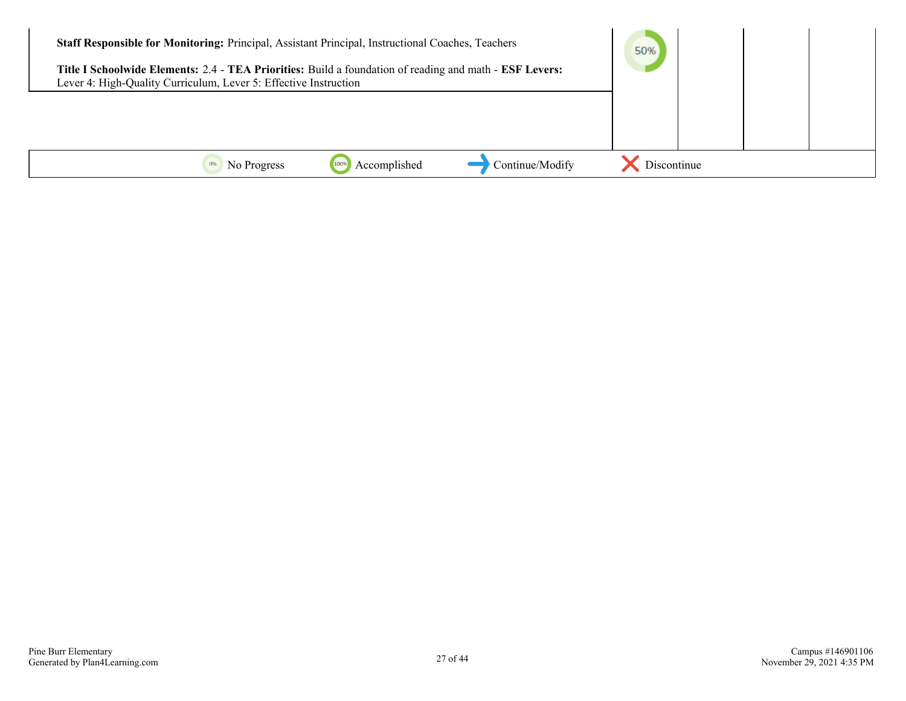| | | | | |
|---|---|---|---|---|
| **Staff Responsible for Monitoring:** Principal, Assistant Principal, Instructional Coaches, Teachers<br><br>**Title I Schoolwide Elements:** 2.4 - **TEA Priorities:** Build a foundation of reading and math - **ESF Levers:** Lever 4: High-Quality Curriculum, Lever 5: Effective Instruction | 50% | | | |

0% No Progress | 100% Accomplished | → Continue/Modify | ✕ Discontinue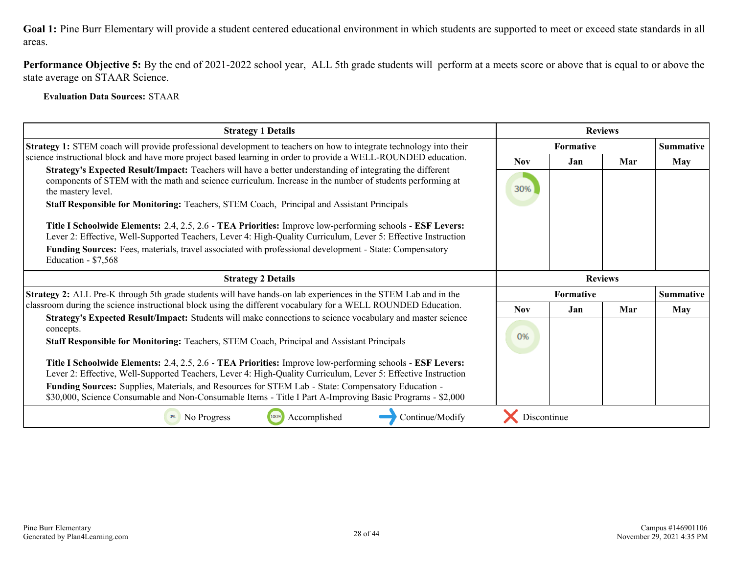**Goal 1:** Pine Burr Elementary will provide a student centered educational environment in which students are supported to meet or exceed state standards in all areas.

**Performance Objective 5:** By the end of 2021-2022 school year, ALL 5th grade students will perform at a meets score or above that is equal to or above the state average on STAAR Science.

**Evaluation Data Sources:** STAAR

| Strategy 1 Details | Reviews | | | |
|---|---|---|---|---|
| | Formative | | | Summative |
| | Nov | Jan | Mar | May |
| **Strategy 1:** STEM coach will provide professional development to teachers on how to integrate technology into their science instructional block and have more project based learning in order to provide a WELL-ROUNDED education.<br>**Strategy's Expected Result/Impact:** Teachers will have a better understanding of integrating the different components of STEM with the math and science curriculum. Increase in the number of students performing at the mastery level.<br>**Staff Responsible for Monitoring:** Teachers, STEM Coach, Principal and Assistant Principals<br><br>**Title I Schoolwide Elements:** 2.4, 2.5, 2.6 - **TEA Priorities:** Improve low-performing schools - **ESF Levers:** Lever 2: Effective, Well-Supported Teachers, Lever 4: High-Quality Curriculum, Lever 5: Effective Instruction<br>**Funding Sources:** Fees, materials, travel associated with professional development - State: Compensatory Education - $7,568 | 30% | | | |

| Strategy 2 Details | Reviews | | | |
|---|---|---|---|---|
| | Formative | | | Summative |
| | Nov | Jan | Mar | May |
| **Strategy 2:** ALL Pre-K through 5th grade students will have hands-on lab experiences in the STEM Lab and in the classroom during the science instructional block using the different vocabulary for a WELL ROUNDED Education.<br>**Strategy's Expected Result/Impact:** Students will make connections to science vocabulary and master science concepts.<br>**Staff Responsible for Monitoring:** Teachers, STEM Coach, Principal and Assistant Principals<br><br>**Title I Schoolwide Elements:** 2.4, 2.5, 2.6 - **TEA Priorities:** Improve low-performing schools - **ESF Levers:** Lever 2: Effective, Well-Supported Teachers, Lever 4: High-Quality Curriculum, Lever 5: Effective Instruction<br>**Funding Sources:** Supplies, Materials, and Resources for STEM Lab - State: Compensatory Education - $30,000, Science Consumable and Non-Consumable Items - Title I Part A-Improving Basic Programs - $2,000 | 0% | | | |

0% No Progress | 100% Accomplished | → Continue/Modify | X Discontinue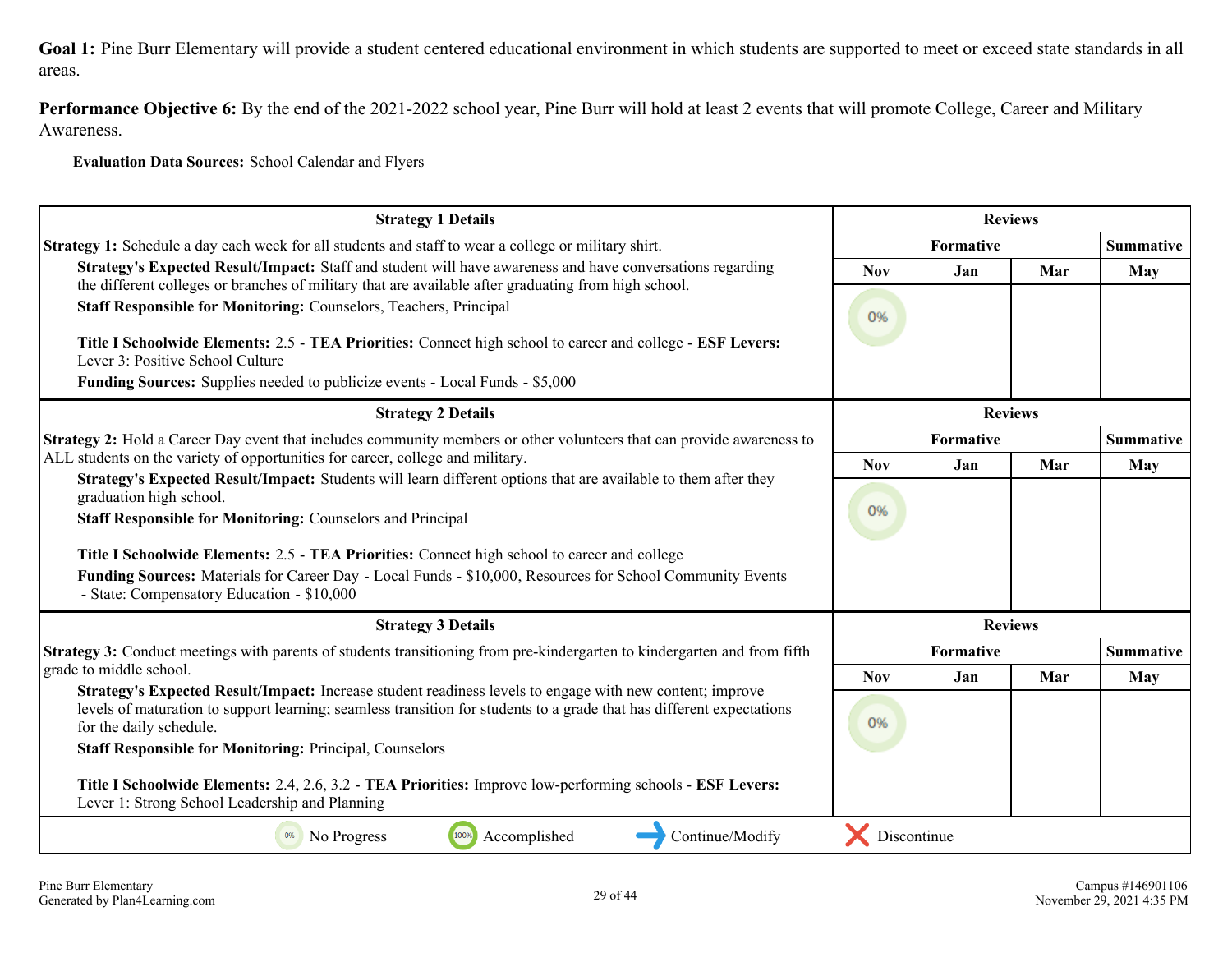**Goal 1:** Pine Burr Elementary will provide a student centered educational environment in which students are supported to meet or exceed state standards in all areas.

**Performance Objective 6:** By the end of the 2021-2022 school year, Pine Burr will hold at least 2 events that will promote College, Career and Military Awareness.

**Evaluation Data Sources:** School Calendar and Flyers

| Strategy 1 Details | Reviews | | | |
|---|---|---|---|---|
| **Strategy 1:** Schedule a day each week for all students and staff to wear a college or military shirt. | Formative | | | Summative |
| **Strategy's Expected Result/Impact:** Staff and student will have awareness and have conversations regarding the different colleges or branches of military that are available after graduating from high school.<br>**Staff Responsible for Monitoring:** Counselors, Teachers, Principal<br><br>**Title I Schoolwide Elements:** 2.5 - **TEA Priorities:** Connect high school to career and college - **ESF Levers:** Lever 3: Positive School Culture<br>**Funding Sources:** Supplies needed to publicize events - Local Funds - $5,000 | Nov | Jan | Mar | May |
| | 0% | | | |

| Strategy 2 Details | Reviews | | | |
|---|---|---|---|---|
| **Strategy 2:** Hold a Career Day event that includes community members or other volunteers that can provide awareness to ALL students on the variety of opportunities for career, college and military. | Formative | | | Summative |
| **Strategy's Expected Result/Impact:** Students will learn different options that are available to them after they graduation high school.<br>**Staff Responsible for Monitoring:** Counselors and Principal<br><br>**Title I Schoolwide Elements:** 2.5 - **TEA Priorities:** Connect high school to career and college<br>**Funding Sources:** Materials for Career Day - Local Funds - $10,000, Resources for School Community Events - State: Compensatory Education - $10,000 | Nov | Jan | Mar | May |
| | 0% | | | |

| Strategy 3 Details | Reviews | | | |
|---|---|---|---|---|
| **Strategy 3:** Conduct meetings with parents of students transitioning from pre-kindergarten to kindergarten and from fifth grade to middle school. | Formative | | | Summative |
| **Strategy's Expected Result/Impact:** Increase student readiness levels to engage with new content; improve levels of maturation to support learning; seamless transition for students to a grade that has different expectations for the daily schedule.<br>**Staff Responsible for Monitoring:** Principal, Counselors<br><br>**Title I Schoolwide Elements:** 2.4, 2.6, 3.2 - **TEA Priorities:** Improve low-performing schools - **ESF Levers:** Lever 1: Strong School Leadership and Planning | Nov | Jan | Mar | May |
| | 0% | | | |

0% No Progress | 100% Accomplished | → Continue/Modify | ✕ Discontinue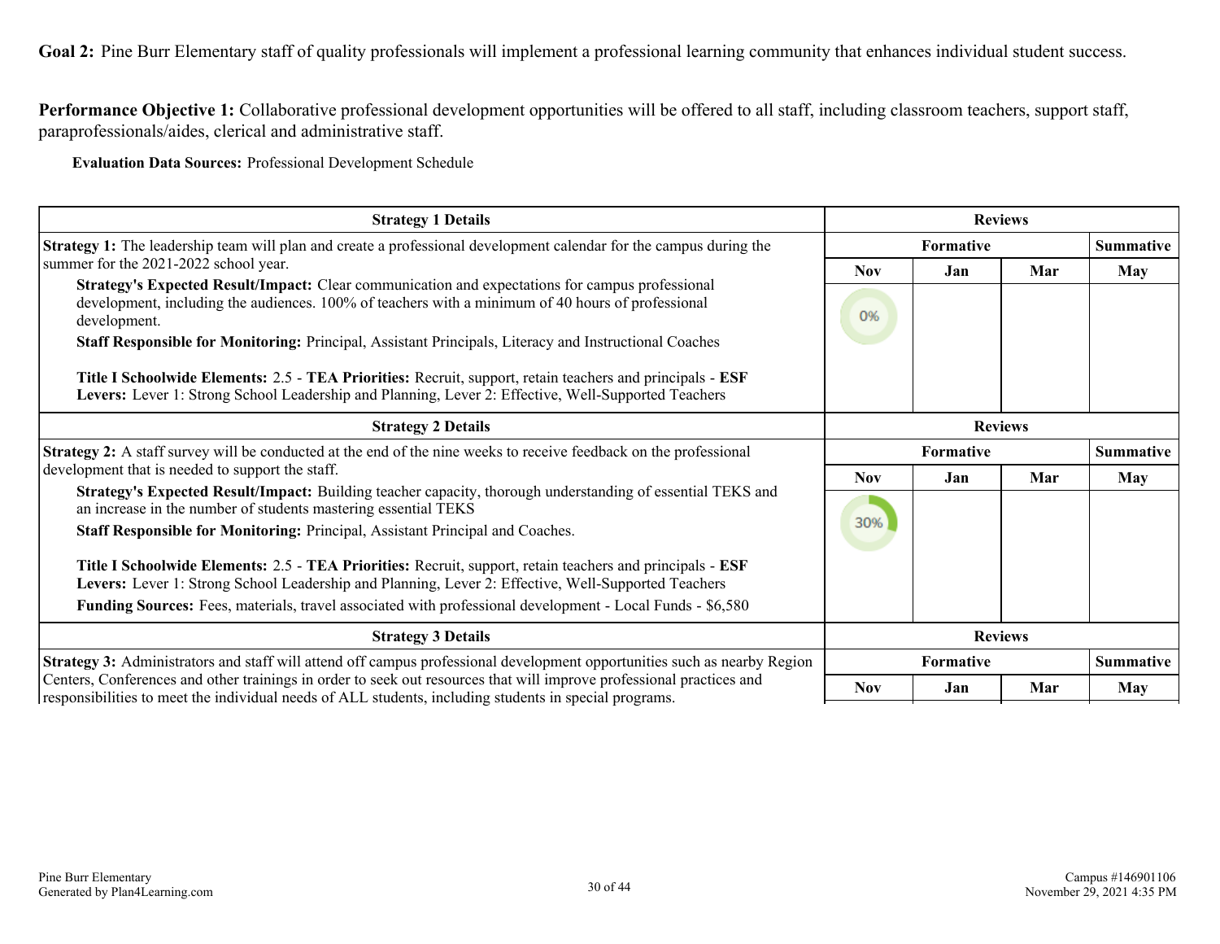**Goal 2:** Pine Burr Elementary staff of quality professionals will implement a professional learning community that enhances individual student success.

**Performance Objective 1:** Collaborative professional development opportunities will be offered to all staff, including classroom teachers, support staff, paraprofessionals/aides, clerical and administrative staff.

**Evaluation Data Sources:** Professional Development Schedule

| Strategy 1 Details | Reviews | | | |
|---|---|---|---|---|
| **Strategy 1:** The leadership team will plan and create a professional development calendar for the campus during the summer for the 2021-2022 school year. | Formative | | | Summative |
| | Nov | Jan | Mar | May |
| **Strategy's Expected Result/Impact:** Clear communication and expectations for campus professional development, including the audiences. 100% of teachers with a minimum of 40 hours of professional development.<br>**Staff Responsible for Monitoring:** Principal, Assistant Principals, Literacy and Instructional Coaches<br><br>**Title I Schoolwide Elements:** 2.5 - **TEA Priorities:** Recruit, support, retain teachers and principals - **ESF Levers:** Lever 1: Strong School Leadership and Planning, Lever 2: Effective, Well-Supported Teachers | 0% | | | |

| Strategy 2 Details | Reviews | | | |
|---|---|---|---|---|
| **Strategy 2:** A staff survey will be conducted at the end of the nine weeks to receive feedback on the professional development that is needed to support the staff. | Formative | | | Summative |
| | Nov | Jan | Mar | May |
| **Strategy's Expected Result/Impact:** Building teacher capacity, thorough understanding of essential TEKS and an increase in the number of students mastering essential TEKS<br>**Staff Responsible for Monitoring:** Principal, Assistant Principal and Coaches.<br><br>**Title I Schoolwide Elements:** 2.5 - **TEA Priorities:** Recruit, support, retain teachers and principals - **ESF Levers:** Lever 1: Strong School Leadership and Planning, Lever 2: Effective, Well-Supported Teachers<br>**Funding Sources:** Fees, materials, travel associated with professional development - Local Funds - $6,580 | 30% | | | |

| Strategy 3 Details | Reviews | | | |
|---|---|---|---|---|
| **Strategy 3:** Administrators and staff will attend off campus professional development opportunities such as nearby Region Centers, Conferences and other trainings in order to seek out resources that will improve professional practices and responsibilities to meet the individual needs of ALL students, including students in special programs. | Formative | | | Summative |
| | Nov | Jan | Mar | May |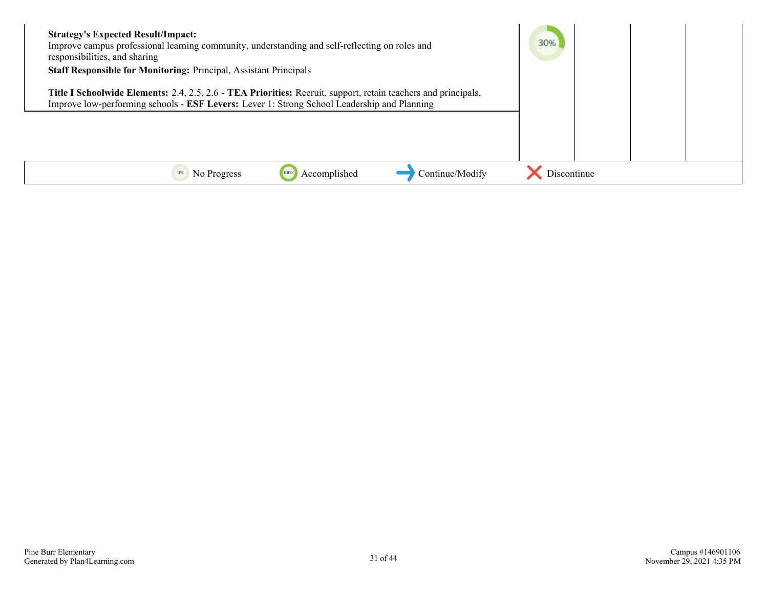| | | | | |
|---|---|---|---|---|
| **Strategy's Expected Result/Impact:** Improve campus professional learning community, understanding and self-reflecting on roles and responsibilities, and sharing<br>**Staff Responsible for Monitoring:** Principal, Assistant Principals<br><br>**Title I Schoolwide Elements:** 2.4, 2.5, 2.6 - **TEA Priorities:** Recruit, support, retain teachers and principals, Improve low-performing schools - **ESF Levers:** Lever 1: Strong School Leadership and Planning | 30% | | | |

0% No Progress | 100% Accomplished | Continue/Modify | Discontinue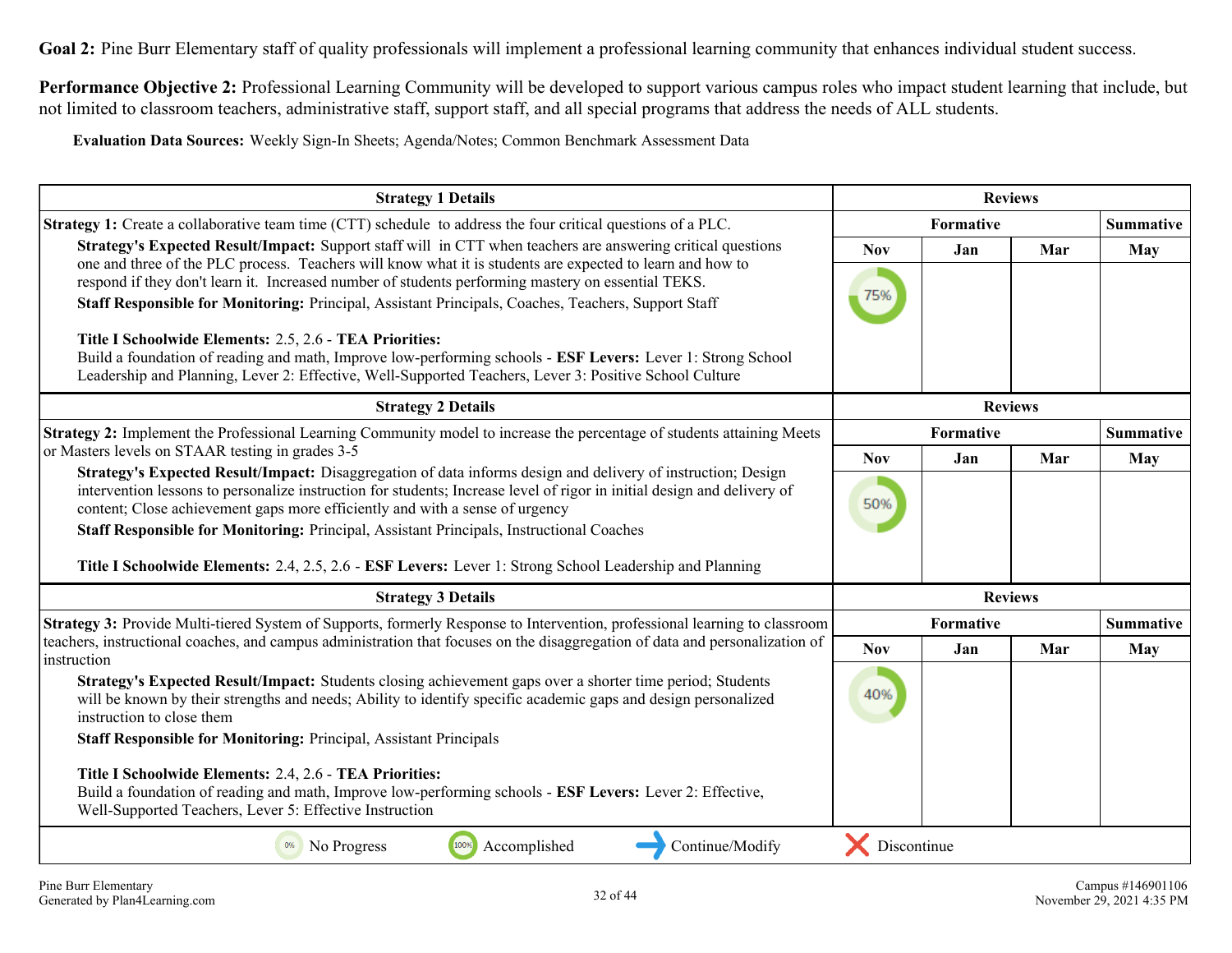**Goal 2:** Pine Burr Elementary staff of quality professionals will implement a professional learning community that enhances individual student success.

**Performance Objective 2:** Professional Learning Community will be developed to support various campus roles who impact student learning that include, but not limited to classroom teachers, administrative staff, support staff, and all special programs that address the needs of ALL students.

**Evaluation Data Sources:** Weekly Sign-In Sheets; Agenda/Notes; Common Benchmark Assessment Data

| Strategy 1 Details | Reviews | | | |
|---|---|---|---|---|
| **Strategy 1:** Create a collaborative team time (CTT) schedule to address the four critical questions of a PLC. | Formative | | | Summative |
| **Strategy's Expected Result/Impact:** Support staff will in CTT when teachers are answering critical questions one and three of the PLC process. Teachers will know what it is students are expected to learn and how to respond if they don't learn it. Increased number of students performing mastery on essential TEKS. <br> **Staff Responsible for Monitoring:** Principal, Assistant Principals, Coaches, Teachers, Support Staff <br><br> **Title I Schoolwide Elements:** 2.5, 2.6 - **TEA Priorities:** Build a foundation of reading and math, Improve low-performing schools - **ESF Levers:** Lever 1: Strong School Leadership and Planning, Lever 2: Effective, Well-Supported Teachers, Lever 3: Positive School Culture | Nov | Jan | Mar | May |
| | 75% | | | |

| Strategy 2 Details | Reviews | | | |
|---|---|---|---|---|
| **Strategy 2:** Implement the Professional Learning Community model to increase the percentage of students attaining Meets or Masters levels on STAAR testing in grades 3-5 | Formative | | | Summative |
| **Strategy's Expected Result/Impact:** Disaggregation of data informs design and delivery of instruction; Design intervention lessons to personalize instruction for students; Increase level of rigor in initial design and delivery of content; Close achievement gaps more efficiently and with a sense of urgency <br> **Staff Responsible for Monitoring:** Principal, Assistant Principals, Instructional Coaches <br><br> **Title I Schoolwide Elements:** 2.4, 2.5, 2.6 - **ESF Levers:** Lever 1: Strong School Leadership and Planning | Nov | Jan | Mar | May |
| | 50% | | | |

| Strategy 3 Details | Reviews | | | |
|---|---|---|---|---|
| **Strategy 3:** Provide Multi-tiered System of Supports, formerly Response to Intervention, professional learning to classroom teachers, instructional coaches, and campus administration that focuses on the disaggregation of data and personalization of instruction | Formative | | | Summative |
| **Strategy's Expected Result/Impact:** Students closing achievement gaps over a shorter time period; Students will be known by their strengths and needs; Ability to identify specific academic gaps and design personalized instruction to close them <br> **Staff Responsible for Monitoring:** Principal, Assistant Principals <br><br> **Title I Schoolwide Elements:** 2.4, 2.6 - **TEA Priorities:** Build a foundation of reading and math, Improve low-performing schools - **ESF Levers:** Lever 2: Effective, Well-Supported Teachers, Lever 5: Effective Instruction | Nov | Jan | Mar | May |
| | 40% | | | |

0% No Progress | 100% Accomplished | Continue/Modify | Discontinue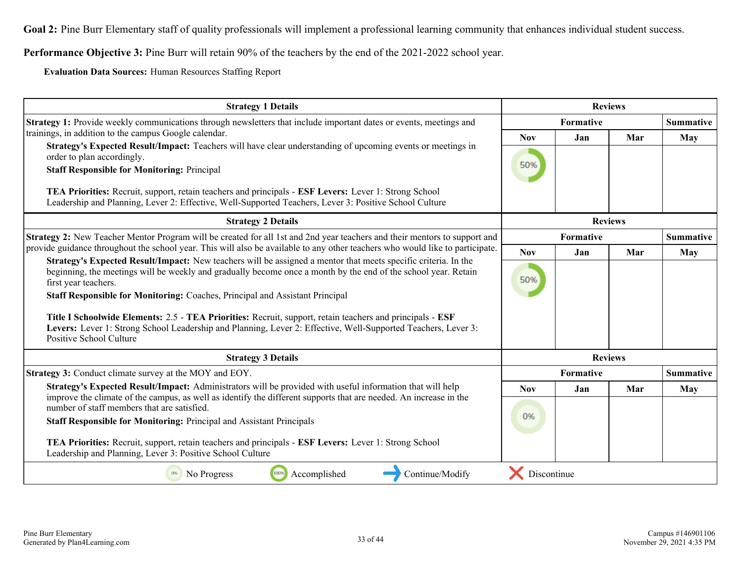**Goal 2:** Pine Burr Elementary staff of quality professionals will implement a professional learning community that enhances individual student success.

**Performance Objective 3:** Pine Burr will retain 90% of the teachers by the end of the 2021-2022 school year.

**Evaluation Data Sources:** Human Resources Staffing Report

| Strategy 1 Details | Reviews | | | |
|---|---|---|---|---|
| **Strategy 1:** Provide weekly communications through newsletters that include important dates or events, meetings and trainings, in addition to the campus Google calendar.<br>**Strategy's Expected Result/Impact:** Teachers will have clear understanding of upcoming events or meetings in order to plan accordingly.<br>**Staff Responsible for Monitoring:** Principal<br><br>**TEA Priorities:** Recruit, support, retain teachers and principals - **ESF Levers:** Lever 1: Strong School Leadership and Planning, Lever 2: Effective, Well-Supported Teachers, Lever 3: Positive School Culture | **Formative** | | | **Summative** |
| | **Nov** | **Jan** | **Mar** | **May** |
| | 50% | | | |

| Strategy 2 Details | Reviews | | | |
|---|---|---|---|---|
| **Strategy 2:** New Teacher Mentor Program will be created for all 1st and 2nd year teachers and their mentors to support and provide guidance throughout the school year. This will also be available to any other teachers who would like to participate.<br>**Strategy's Expected Result/Impact:** New teachers will be assigned a mentor that meets specific criteria. In the beginning, the meetings will be weekly and gradually become once a month by the end of the school year. Retain first year teachers.<br>**Staff Responsible for Monitoring:** Coaches, Principal and Assistant Principal<br><br>**Title I Schoolwide Elements:** 2.5 - **TEA Priorities:** Recruit, support, retain teachers and principals - **ESF Levers:** Lever 1: Strong School Leadership and Planning, Lever 2: Effective, Well-Supported Teachers, Lever 3: Positive School Culture | **Formative** | | | **Summative** |
| | **Nov** | **Jan** | **Mar** | **May** |
| | 50% | | | |

| Strategy 3 Details | Reviews | | | |
|---|---|---|---|---|
| **Strategy 3:** Conduct climate survey at the MOY and EOY.<br>**Strategy's Expected Result/Impact:** Administrators will be provided with useful information that will help improve the climate of the campus, as well as identify the different supports that are needed. An increase in the number of staff members that are satisfied.<br>**Staff Responsible for Monitoring:** Principal and Assistant Principals<br><br>**TEA Priorities:** Recruit, support, retain teachers and principals - **ESF Levers:** Lever 1: Strong School Leadership and Planning, Lever 3: Positive School Culture | **Formative** | | | **Summative** |
| | **Nov** | **Jan** | **Mar** | **May** |
| | 0% | | | |

0% No Progress | 100% Accomplished | → Continue/Modify | ✕ Discontinue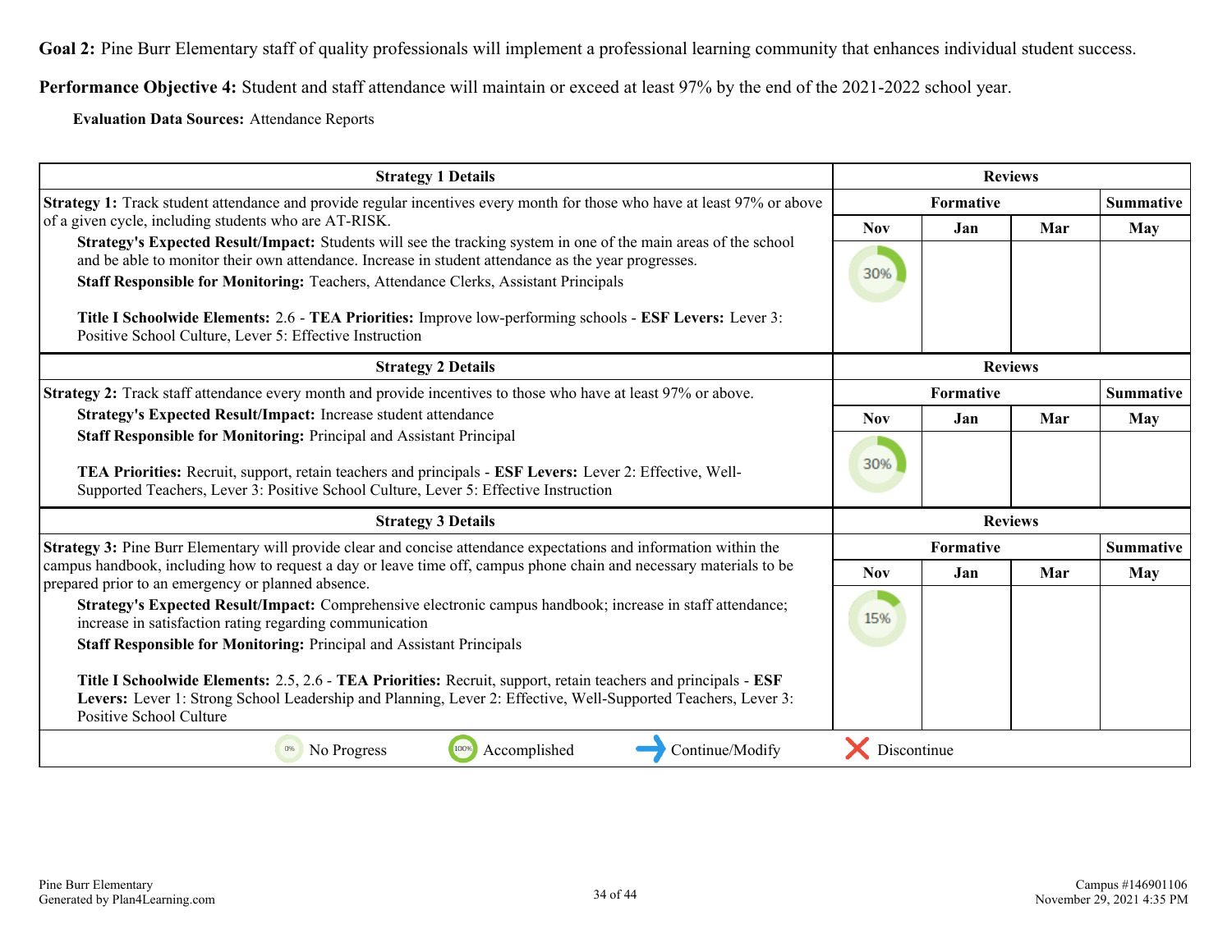**Goal 2:** Pine Burr Elementary staff of quality professionals will implement a professional learning community that enhances individual student success.

**Performance Objective 4:** Student and staff attendance will maintain or exceed at least 97% by the end of the 2021-2022 school year.

**Evaluation Data Sources:** Attendance Reports

| Strategy 1 Details | Reviews | | | |
|---|---|---|---|---|
| | Formative | | | Summative |
| | Nov | Jan | Mar | May |
| **Strategy 1:** Track student attendance and provide regular incentives every month for those who have at least 97% or above of a given cycle, including students who are AT-RISK.<br>**Strategy's Expected Result/Impact:** Students will see the tracking system in one of the main areas of the school and be able to monitor their own attendance. Increase in student attendance as the year progresses.<br>**Staff Responsible for Monitoring:** Teachers, Attendance Clerks, Assistant Principals<br><br>**Title I Schoolwide Elements:** 2.6 - **TEA Priorities:** Improve low-performing schools - **ESF Levers:** Lever 3: Positive School Culture, Lever 5: Effective Instruction | 30% | | | |

| Strategy 2 Details | Reviews | | | |
|---|---|---|---|---|
| | Formative | | | Summative |
| | Nov | Jan | Mar | May |
| **Strategy 2:** Track staff attendance every month and provide incentives to those who have at least 97% or above.<br>**Strategy's Expected Result/Impact:** Increase student attendance<br>**Staff Responsible for Monitoring:** Principal and Assistant Principal<br><br>**TEA Priorities:** Recruit, support, retain teachers and principals - **ESF Levers:** Lever 2: Effective, Well-Supported Teachers, Lever 3: Positive School Culture, Lever 5: Effective Instruction | 30% | | | |

| Strategy 3 Details | Reviews | | | |
|---|---|---|---|---|
| | Formative | | | Summative |
| | Nov | Jan | Mar | May |
| **Strategy 3:** Pine Burr Elementary will provide clear and concise attendance expectations and information within the campus handbook, including how to request a day or leave time off, campus phone chain and necessary materials to be prepared prior to an emergency or planned absence.<br>**Strategy's Expected Result/Impact:** Comprehensive electronic campus handbook; increase in staff attendance; increase in satisfaction rating regarding communication<br>**Staff Responsible for Monitoring:** Principal and Assistant Principals<br><br>**Title I Schoolwide Elements:** 2.5, 2.6 - **TEA Priorities:** Recruit, support, retain teachers and principals - **ESF Levers:** Lever 1: Strong School Leadership and Planning, Lever 2: Effective, Well-Supported Teachers, Lever 3: Positive School Culture | 15% | | | |

0% No Progress | 100% Accomplished | → Continue/Modify | ✗ Discontinue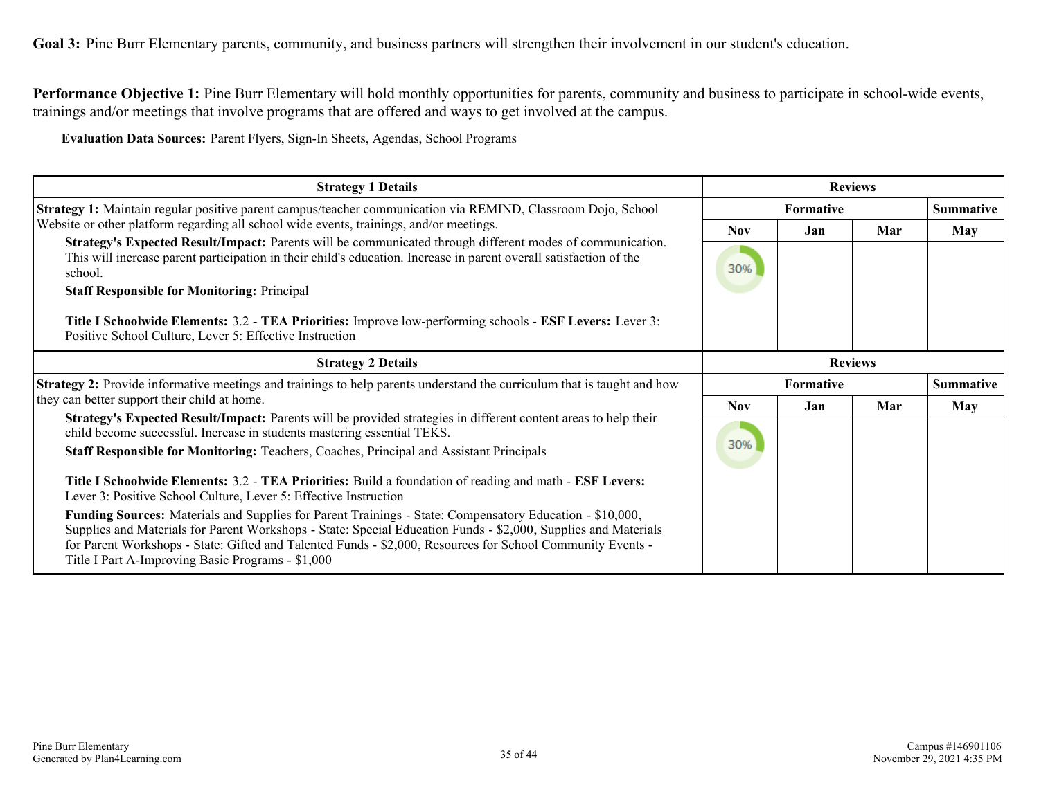**Goal 3:** Pine Burr Elementary parents, community, and business partners will strengthen their involvement in our student's education.

**Performance Objective 1:** Pine Burr Elementary will hold monthly opportunities for parents, community and business to participate in school-wide events, trainings and/or meetings that involve programs that are offered and ways to get involved at the campus.

**Evaluation Data Sources:** Parent Flyers, Sign-In Sheets, Agendas, School Programs

| Strategy 1 Details | Reviews | | | |
|---|---|---|---|---|
| **Strategy 1:** Maintain regular positive parent campus/teacher communication via REMIND, Classroom Dojo, School Website or other platform regarding all school wide events, trainings, and/or meetings.<br>**Strategy's Expected Result/Impact:** Parents will be communicated through different modes of communication. This will increase parent participation in their child's education. Increase in parent overall satisfaction of the school.<br>**Staff Responsible for Monitoring:** Principal<br><br>**Title I Schoolwide Elements:** 3.2 - **TEA Priorities:** Improve low-performing schools - **ESF Levers:** Lever 3: Positive School Culture, Lever 5: Effective Instruction | Formative | | | Summative |
| | Nov | Jan | Mar | May |
| | 30% | | | |

| Strategy 2 Details | Reviews | | | |
|---|---|---|---|---|
| **Strategy 2:** Provide informative meetings and trainings to help parents understand the curriculum that is taught and how they can better support their child at home.<br>**Strategy's Expected Result/Impact:** Parents will be provided strategies in different content areas to help their child become successful. Increase in students mastering essential TEKS.<br>**Staff Responsible for Monitoring:** Teachers, Coaches, Principal and Assistant Principals<br><br>**Title I Schoolwide Elements:** 3.2 - **TEA Priorities:** Build a foundation of reading and math - **ESF Levers:** Lever 3: Positive School Culture, Lever 5: Effective Instruction<br>**Funding Sources:** Materials and Supplies for Parent Trainings - State: Compensatory Education - $10,000, Supplies and Materials for Parent Workshops - State: Special Education Funds - $2,000, Supplies and Materials for Parent Workshops - State: Gifted and Talented Funds - $2,000, Resources for School Community Events - Title I Part A-Improving Basic Programs - $1,000 | Formative | | | Summative |
| | Nov | Jan | Mar | May |
| | 30% | | | |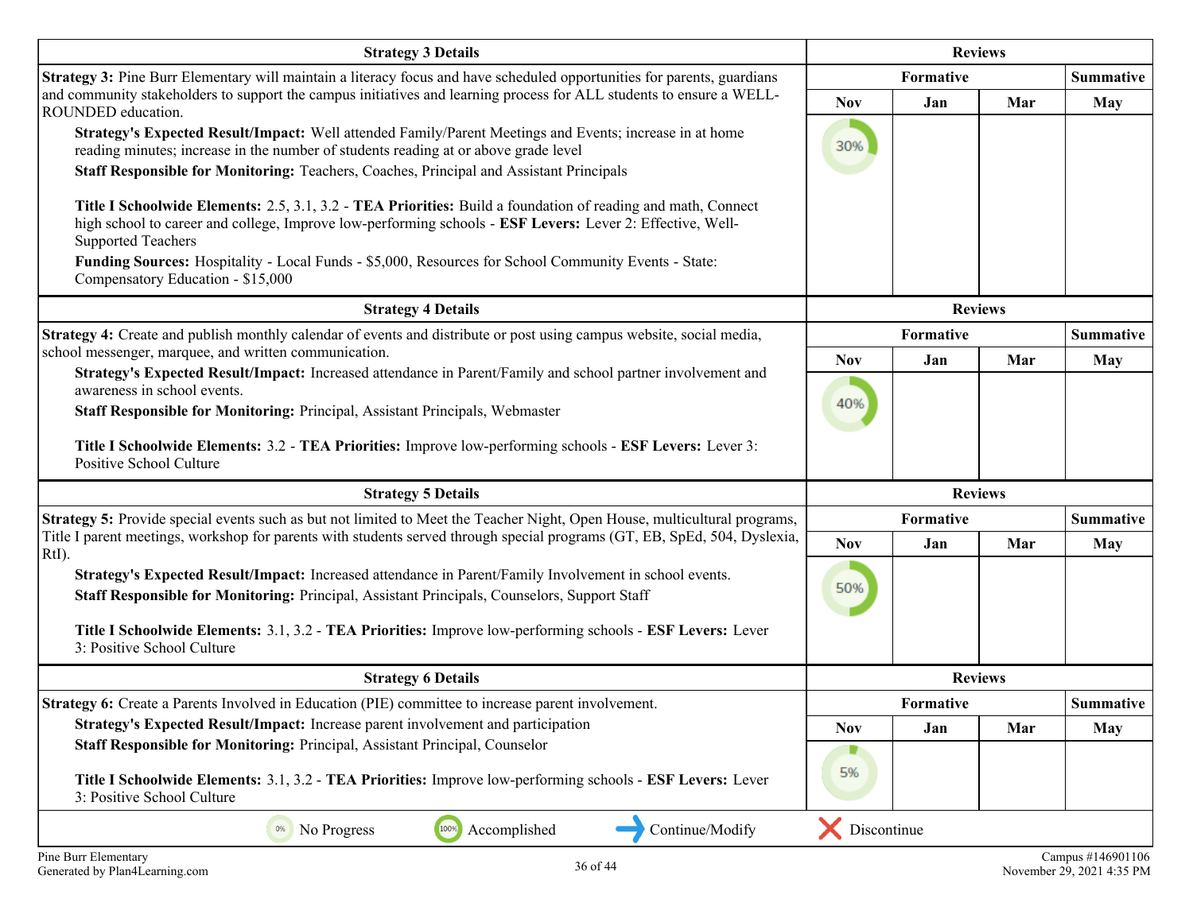| Strategy 3 Details | Reviews | | | |
|---|---|---|---|---|
| **Strategy 3:** Pine Burr Elementary will maintain a literacy focus and have scheduled opportunities for parents, guardians and community stakeholders to support the campus initiatives and learning process for ALL students to ensure a WELL-ROUNDED education. | Formative | | | Summative |
| | Nov | Jan | Mar | May |
| **Strategy's Expected Result/Impact:** Well attended Family/Parent Meetings and Events; increase in at home reading minutes; increase in the number of students reading at or above grade level<br>**Staff Responsible for Monitoring:** Teachers, Coaches, Principal and Assistant Principals<br><br>**Title I Schoolwide Elements:** 2.5, 3.1, 3.2 - **TEA Priorities:** Build a foundation of reading and math, Connect high school to career and college, Improve low-performing schools - **ESF Levers:** Lever 2: Effective, Well-Supported Teachers<br>**Funding Sources:** Hospitality - Local Funds - $5,000, Resources for School Community Events - State: Compensatory Education - $15,000 | 30% | | | |

| Strategy 4 Details | Reviews | | | |
|---|---|---|---|---|
| **Strategy 4:** Create and publish monthly calendar of events and distribute or post using campus website, social media, school messenger, marquee, and written communication. | Formative | | | Summative |
| | Nov | Jan | Mar | May |
| **Strategy's Expected Result/Impact:** Increased attendance in Parent/Family and school partner involvement and awareness in school events.<br>**Staff Responsible for Monitoring:** Principal, Assistant Principals, Webmaster<br><br>**Title I Schoolwide Elements:** 3.2 - **TEA Priorities:** Improve low-performing schools - **ESF Levers:** Lever 3: Positive School Culture | 40% | | | |

| Strategy 5 Details | Reviews | | | |
|---|---|---|---|---|
| **Strategy 5:** Provide special events such as but not limited to Meet the Teacher Night, Open House, multicultural programs, Title I parent meetings, workshop for parents with students served through special programs (GT, EB, SpEd, 504, Dyslexia, RtI). | Formative | | | Summative |
| | Nov | Jan | Mar | May |
| **Strategy's Expected Result/Impact:** Increased attendance in Parent/Family Involvement in school events.<br>**Staff Responsible for Monitoring:** Principal, Assistant Principals, Counselors, Support Staff<br><br>**Title I Schoolwide Elements:** 3.1, 3.2 - **TEA Priorities:** Improve low-performing schools - **ESF Levers:** Lever 3: Positive School Culture | 50% | | | |

| Strategy 6 Details | Reviews | | | |
|---|---|---|---|---|
| **Strategy 6:** Create a Parents Involved in Education (PIE) committee to increase parent involvement. | Formative | | | Summative |
| **Strategy's Expected Result/Impact:** Increase parent involvement and participation | Nov | Jan | Mar | May |
| **Staff Responsible for Monitoring:** Principal, Assistant Principal, Counselor<br><br>**Title I Schoolwide Elements:** 3.1, 3.2 - **TEA Priorities:** Improve low-performing schools - **ESF Levers:** Lever 3: Positive School Culture | 5% | | | |

0% No Progress | 100% Accomplished | Continue/Modify | Discontinue

Pine Burr Elementary
Generated by Plan4Learning.com

Campus #146901106
November 29, 2021 4:35 PM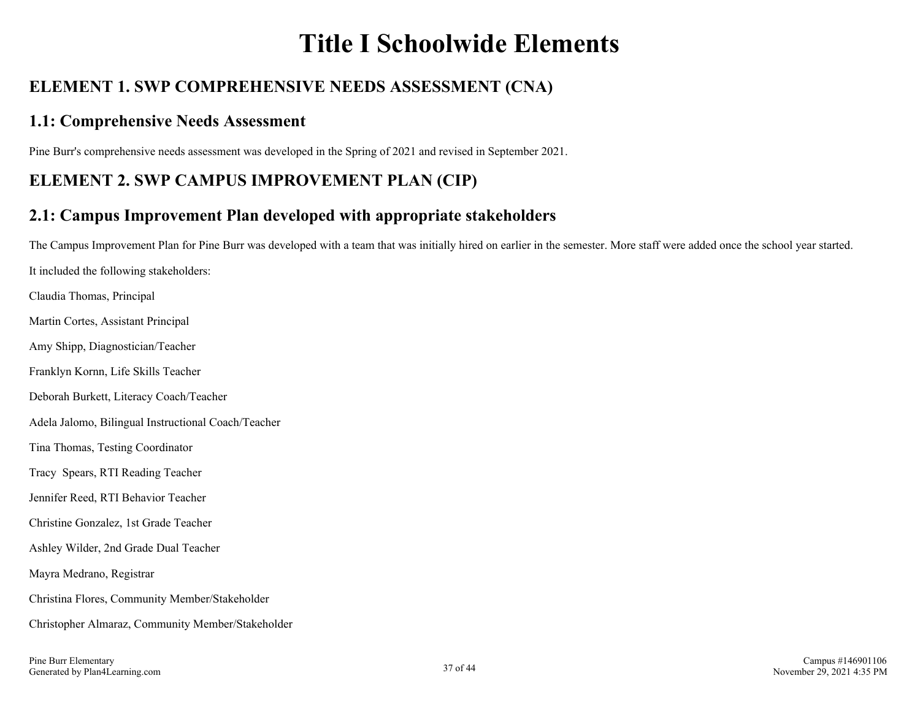# Title I Schoolwide Elements

## ELEMENT 1. SWP COMPREHENSIVE NEEDS ASSESSMENT (CNA)

## 1.1: Comprehensive Needs Assessment

Pine Burr's comprehensive needs assessment was developed in the Spring of 2021 and revised in September 2021.

## ELEMENT 2. SWP CAMPUS IMPROVEMENT PLAN (CIP)

## 2.1: Campus Improvement Plan developed with appropriate stakeholders

The Campus Improvement Plan for Pine Burr was developed with a team that was initially hired on earlier in the semester. More staff were added once the school year started.

It included the following stakeholders:

Claudia Thomas, Principal

Martin Cortes, Assistant Principal

Amy Shipp, Diagnostician/Teacher

Franklyn Kornn, Life Skills Teacher

Deborah Burkett, Literacy Coach/Teacher

Adela Jalomo, Bilingual Instructional Coach/Teacher

Tina Thomas, Testing Coordinator

Tracy Spears, RTI Reading Teacher

Jennifer Reed, RTI Behavior Teacher

Christine Gonzalez, 1st Grade Teacher

Ashley Wilder, 2nd Grade Dual Teacher

Mayra Medrano, Registrar

Christina Flores, Community Member/Stakeholder

Christopher Almaraz, Community Member/Stakeholder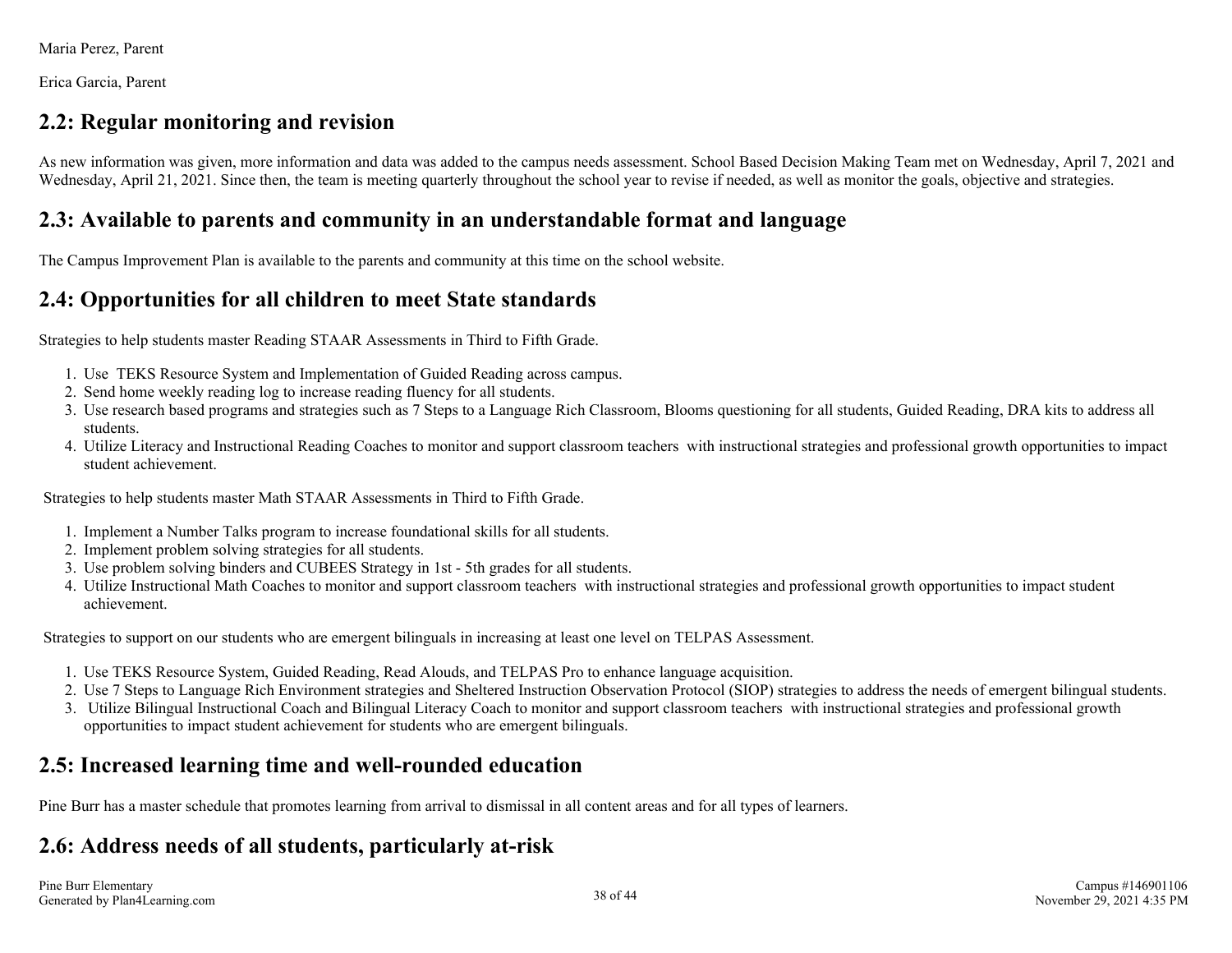Maria Perez, Parent

Erica Garcia, Parent

## 2.2: Regular monitoring and revision

As new information was given, more information and data was added to the campus needs assessment. School Based Decision Making Team met on Wednesday, April 7, 2021 and Wednesday, April 21, 2021. Since then, the team is meeting quarterly throughout the school year to revise if needed, as well as monitor the goals, objective and strategies.

## 2.3: Available to parents and community in an understandable format and language

The Campus Improvement Plan is available to the parents and community at this time on the school website.

## 2.4: Opportunities for all children to meet State standards

Strategies to help students master Reading STAAR Assessments in Third to Fifth Grade.

1. Use TEKS Resource System and Implementation of Guided Reading across campus.
2. Send home weekly reading log to increase reading fluency for all students.
3. Use research based programs and strategies such as 7 Steps to a Language Rich Classroom, Blooms questioning for all students, Guided Reading, DRA kits to address all students.
4. Utilize Literacy and Instructional Reading Coaches to monitor and support classroom teachers with instructional strategies and professional growth opportunities to impact student achievement.

Strategies to help students master Math STAAR Assessments in Third to Fifth Grade.

1. Implement a Number Talks program to increase foundational skills for all students.
2. Implement problem solving strategies for all students.
3. Use problem solving binders and CUBEES Strategy in 1st - 5th grades for all students.
4. Utilize Instructional Math Coaches to monitor and support classroom teachers with instructional strategies and professional growth opportunities to impact student achievement.

Strategies to support on our students who are emergent bilinguals in increasing at least one level on TELPAS Assessment.

1. Use TEKS Resource System, Guided Reading, Read Alouds, and TELPAS Pro to enhance language acquisition.
2. Use 7 Steps to Language Rich Environment strategies and Sheltered Instruction Observation Protocol (SIOP) strategies to address the needs of emergent bilingual students.
3. Utilize Bilingual Instructional Coach and Bilingual Literacy Coach to monitor and support classroom teachers with instructional strategies and professional growth opportunities to impact student achievement for students who are emergent bilinguals.

## 2.5: Increased learning time and well-rounded education

Pine Burr has a master schedule that promotes learning from arrival to dismissal in all content areas and for all types of learners.

## 2.6: Address needs of all students, particularly at-risk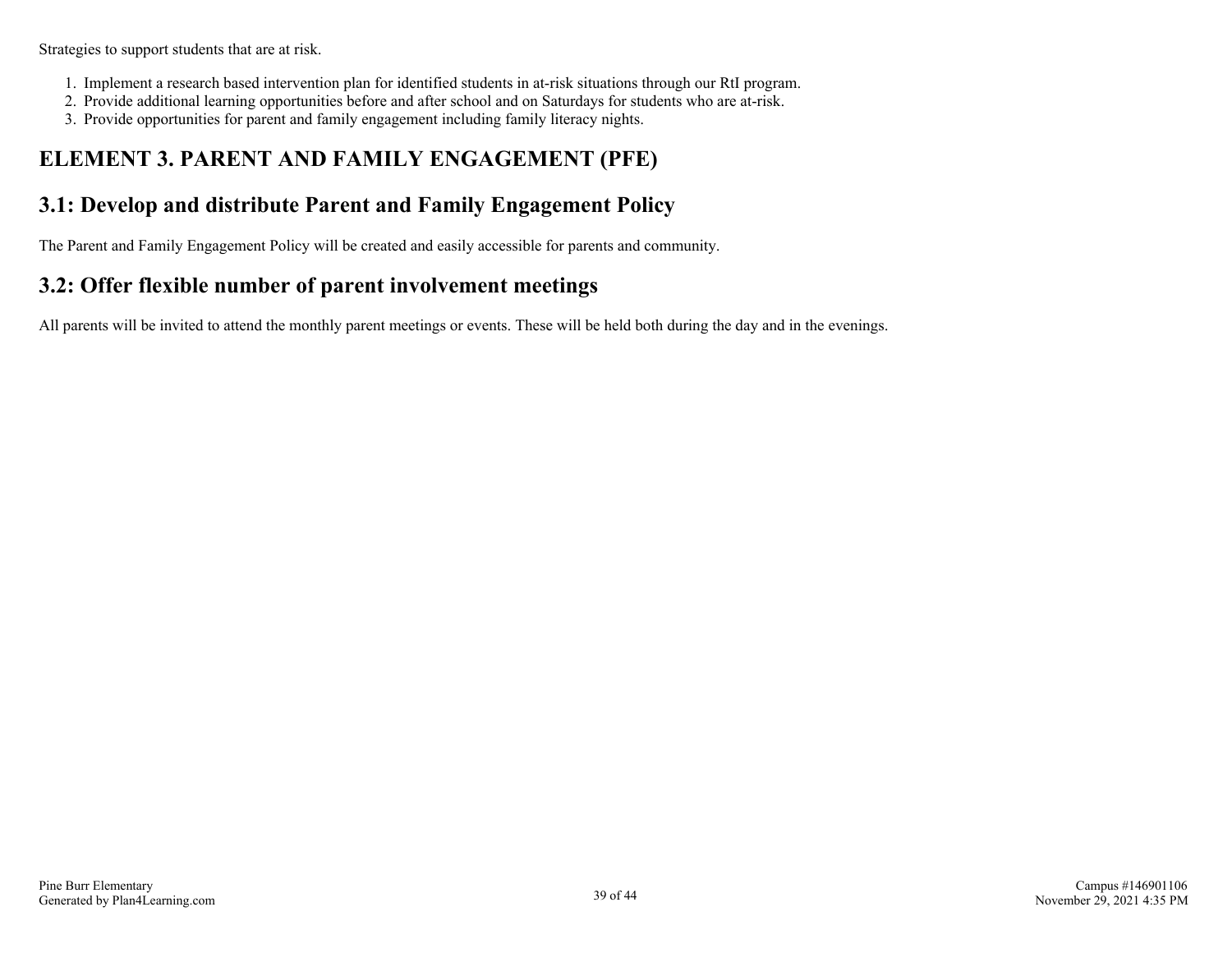Strategies to support students that are at risk.

1. Implement a research based intervention plan for identified students in at-risk situations through our RtI program.
2. Provide additional learning opportunities before and after school and on Saturdays for students who are at-risk.
3. Provide opportunities for parent and family engagement including family literacy nights.

# ELEMENT 3. PARENT AND FAMILY ENGAGEMENT (PFE)

## 3.1: Develop and distribute Parent and Family Engagement Policy

The Parent and Family Engagement Policy will be created and easily accessible for parents and community.

## 3.2: Offer flexible number of parent involvement meetings

All parents will be invited to attend the monthly parent meetings or events. These will be held both during the day and in the evenings.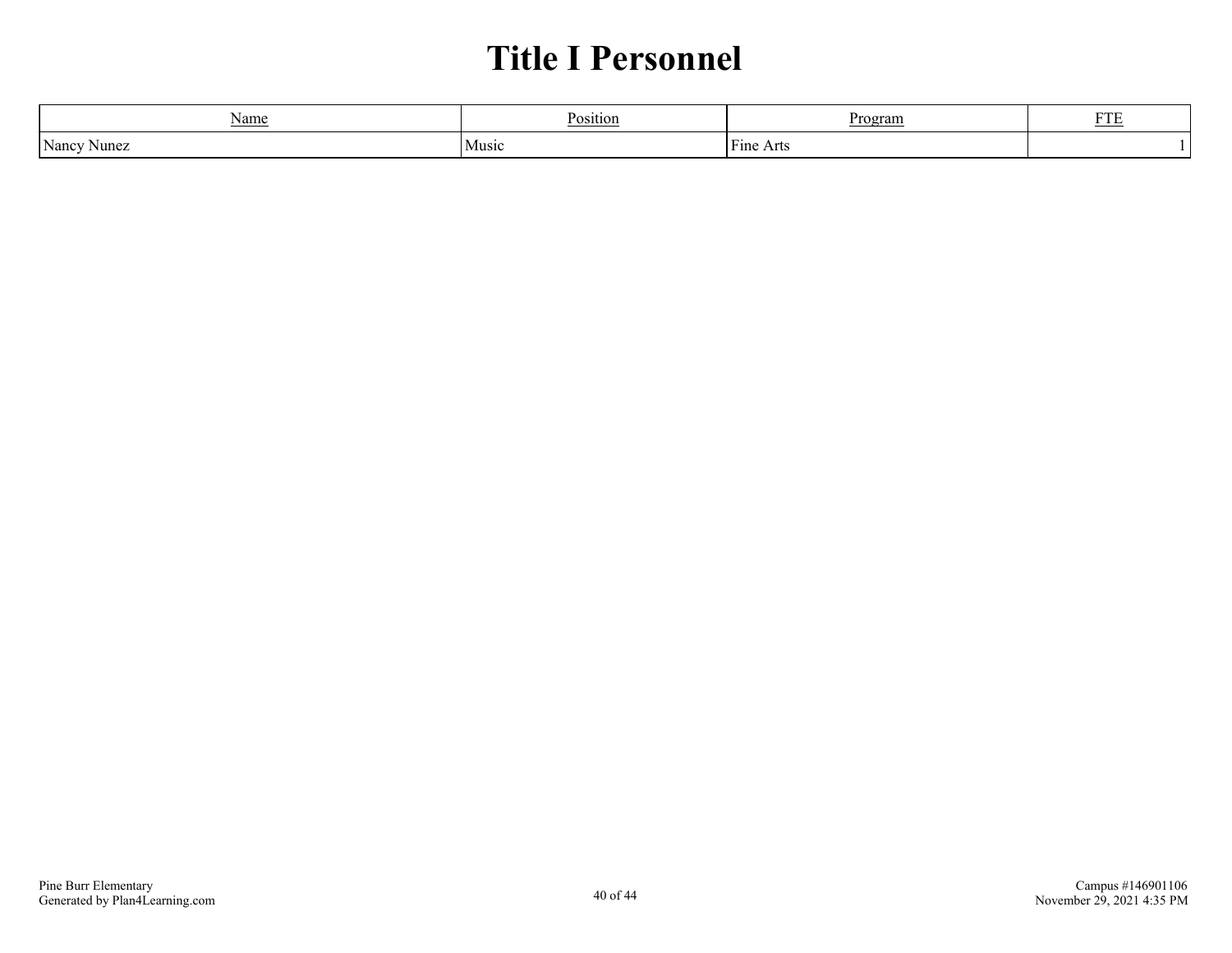# Title I Personnel

| Name | Position | Program | FTE |
|---|---|---|---|
| Nancy Nunez | Music | Fine Arts | 1 |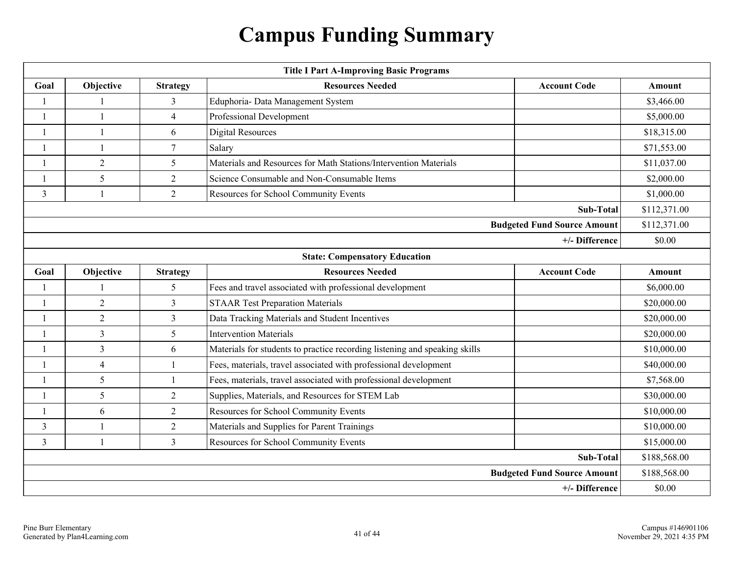# Campus Funding Summary

| Title I Part A-Improving Basic Programs | | | | | |
|---|---|---|---|---|---|
| **Goal** | **Objective** | **Strategy** | **Resources Needed** | **Account Code** | **Amount** |
| 1 | 1 | 3 | Eduphoria- Data Management System | | $3,466.00 |
| 1 | 1 | 4 | Professional Development | | $5,000.00 |
| 1 | 1 | 6 | Digital Resources | | $18,315.00 |
| 1 | 1 | 7 | Salary | | $71,553.00 |
| 1 | 2 | 5 | Materials and Resources for Math Stations/Intervention Materials | | $11,037.00 |
| 1 | 5 | 2 | Science Consumable and Non-Consumable Items | | $2,000.00 |
| 3 | 1 | 2 | Resources for School Community Events | | $1,000.00 |
| | | | | **Sub-Total** | $112,371.00 |
| | | | | **Budgeted Fund Source Amount** | $112,371.00 |
| | | | | **+/- Difference** | $0.00 |

| State: Compensatory Education | | | | | |
|---|---|---|---|---|---|
| **Goal** | **Objective** | **Strategy** | **Resources Needed** | **Account Code** | **Amount** |
| 1 | 1 | 5 | Fees and travel associated with professional development | | $6,000.00 |
| 1 | 2 | 3 | STAAR Test Preparation Materials | | $20,000.00 |
| 1 | 2 | 3 | Data Tracking Materials and Student Incentives | | $20,000.00 |
| 1 | 3 | 5 | Intervention Materials | | $20,000.00 |
| 1 | 3 | 6 | Materials for students to practice recording listening and speaking skills | | $10,000.00 |
| 1 | 4 | 1 | Fees, materials, travel associated with professional development | | $40,000.00 |
| 1 | 5 | 1 | Fees, materials, travel associated with professional development | | $7,568.00 |
| 1 | 5 | 2 | Supplies, Materials, and Resources for STEM Lab | | $30,000.00 |
| 1 | 6 | 2 | Resources for School Community Events | | $10,000.00 |
| 3 | 1 | 2 | Materials and Supplies for Parent Trainings | | $10,000.00 |
| 3 | 1 | 3 | Resources for School Community Events | | $15,000.00 |
| | | | | **Sub-Total** | $188,568.00 |
| | | | | **Budgeted Fund Source Amount** | $188,568.00 |
| | | | | **+/- Difference** | $0.00 |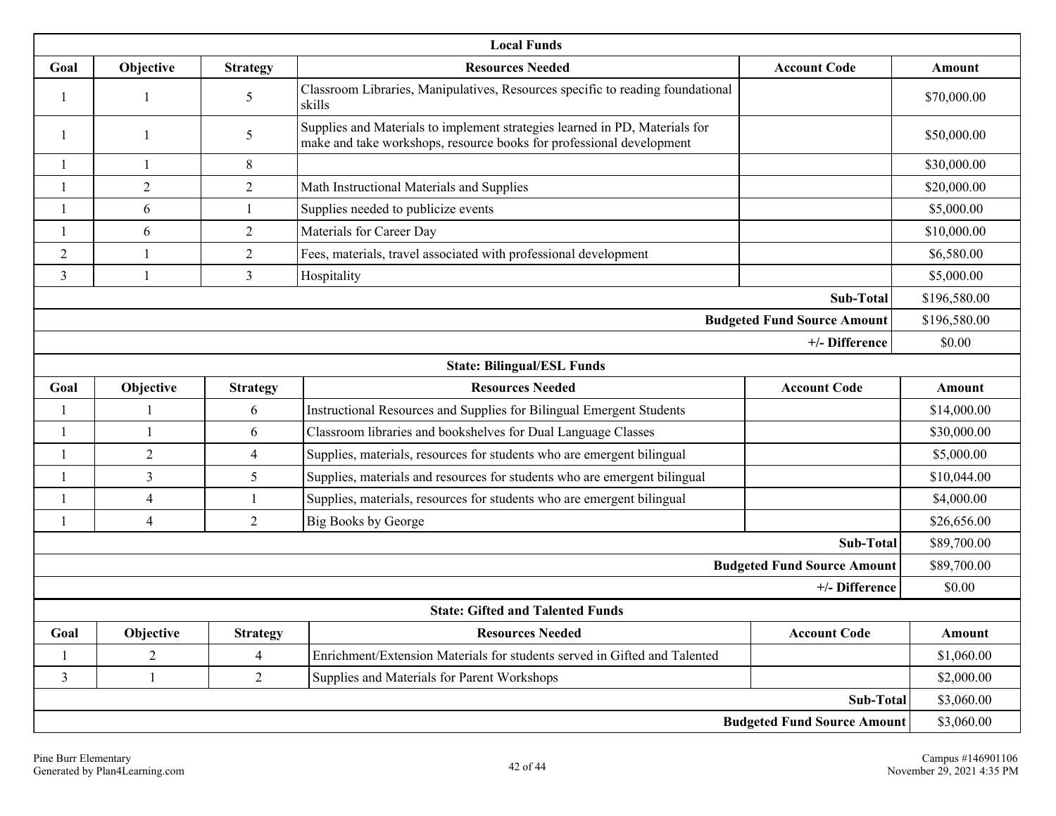### Local Funds

| Goal | Objective | Strategy | Resources Needed | Account Code | Amount |
|---|---|---|---|---|---|
| 1 | 1 | 5 | Classroom Libraries, Manipulatives, Resources specific to reading foundational skills | | $70,000.00 |
| 1 | 1 | 5 | Supplies and Materials to implement strategies learned in PD, Materials for make and take workshops, resource books for professional development | | $50,000.00 |
| 1 | 1 | 8 | | | $30,000.00 |
| 1 | 2 | 2 | Math Instructional Materials and Supplies | | $20,000.00 |
| 1 | 6 | 1 | Supplies needed to publicize events | | $5,000.00 |
| 1 | 6 | 2 | Materials for Career Day | | $10,000.00 |
| 2 | 1 | 2 | Fees, materials, travel associated with professional development | | $6,580.00 |
| 3 | 1 | 3 | Hospitality | | $5,000.00 |
| | | | | **Sub-Total** | $196,580.00 |
| | | | | **Budgeted Fund Source Amount** | $196,580.00 |
| | | | | **+/- Difference** | $0.00 |

### State: Bilingual/ESL Funds

| Goal | Objective | Strategy | Resources Needed | Account Code | Amount |
|---|---|---|---|---|---|
| 1 | 1 | 6 | Instructional Resources and Supplies for Bilingual Emergent Students | | $14,000.00 |
| 1 | 1 | 6 | Classroom libraries and bookshelves for Dual Language Classes | | $30,000.00 |
| 1 | 2 | 4 | Supplies, materials, resources for students who are emergent bilingual | | $5,000.00 |
| 1 | 3 | 5 | Supplies, materials and resources for students who are emergent bilingual | | $10,044.00 |
| 1 | 4 | 1 | Supplies, materials, resources for students who are emergent bilingual | | $4,000.00 |
| 1 | 4 | 2 | Big Books by George | | $26,656.00 |
| | | | | **Sub-Total** | $89,700.00 |
| | | | | **Budgeted Fund Source Amount** | $89,700.00 |
| | | | | **+/- Difference** | $0.00 |

### State: Gifted and Talented Funds

| Goal | Objective | Strategy | Resources Needed | Account Code | Amount |
|---|---|---|---|---|---|
| 1 | 2 | 4 | Enrichment/Extension Materials for students served in Gifted and Talented | | $1,060.00 |
| 3 | 1 | 2 | Supplies and Materials for Parent Workshops | | $2,000.00 |
| | | | | **Sub-Total** | $3,060.00 |
| | | | | **Budgeted Fund Source Amount** | $3,060.00 |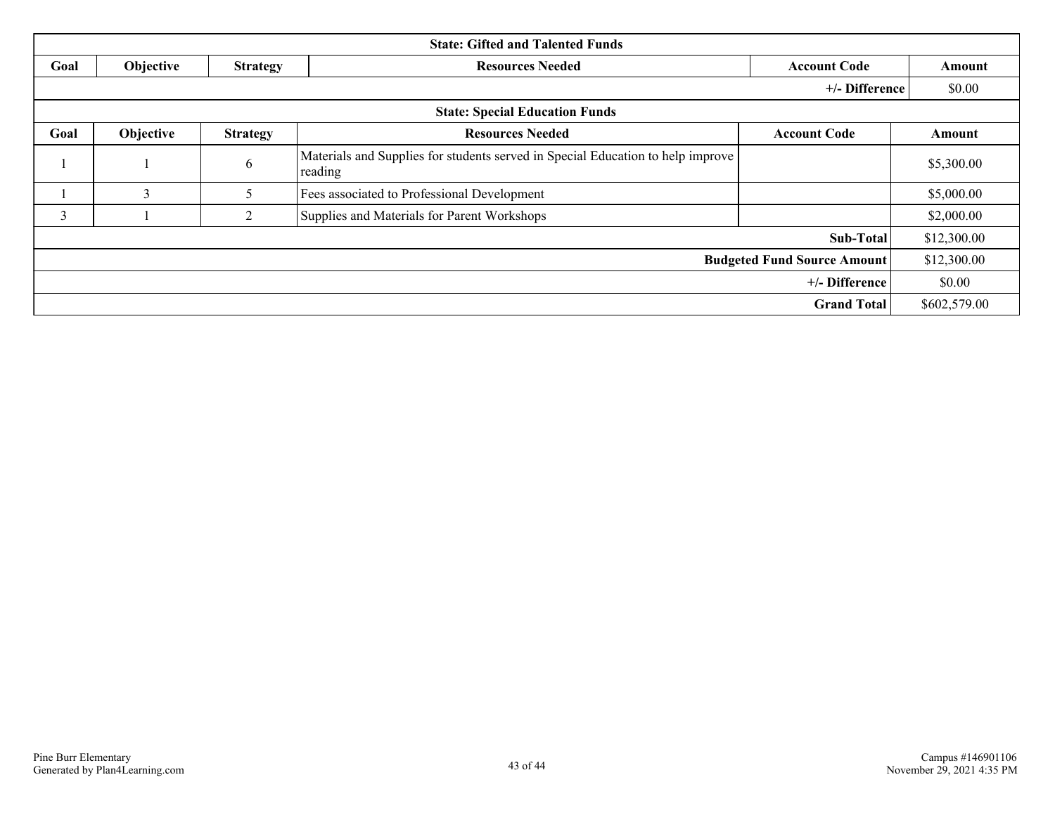| State: Gifted and Talented Funds | | | | | |
| --- | --- | --- | --- | --- | --- |
| Goal | Objective | Strategy | Resources Needed | Account Code | Amount |
| | | | | +/- Difference | $0.00 |

| State: Special Education Funds | | | | | |
| --- | --- | --- | --- | --- | --- |
| Goal | Objective | Strategy | Resources Needed | Account Code | Amount |
| 1 | 1 | 6 | Materials and Supplies for students served in Special Education to help improve reading | | $5,300.00 |
| 1 | 3 | 5 | Fees associated to Professional Development | | $5,000.00 |
| 3 | 1 | 2 | Supplies and Materials for Parent Workshops | | $2,000.00 |
| | | | | Sub-Total | $12,300.00 |
| | | | | Budgeted Fund Source Amount | $12,300.00 |
| | | | | +/- Difference | $0.00 |
| | | | | Grand Total | $602,579.00 |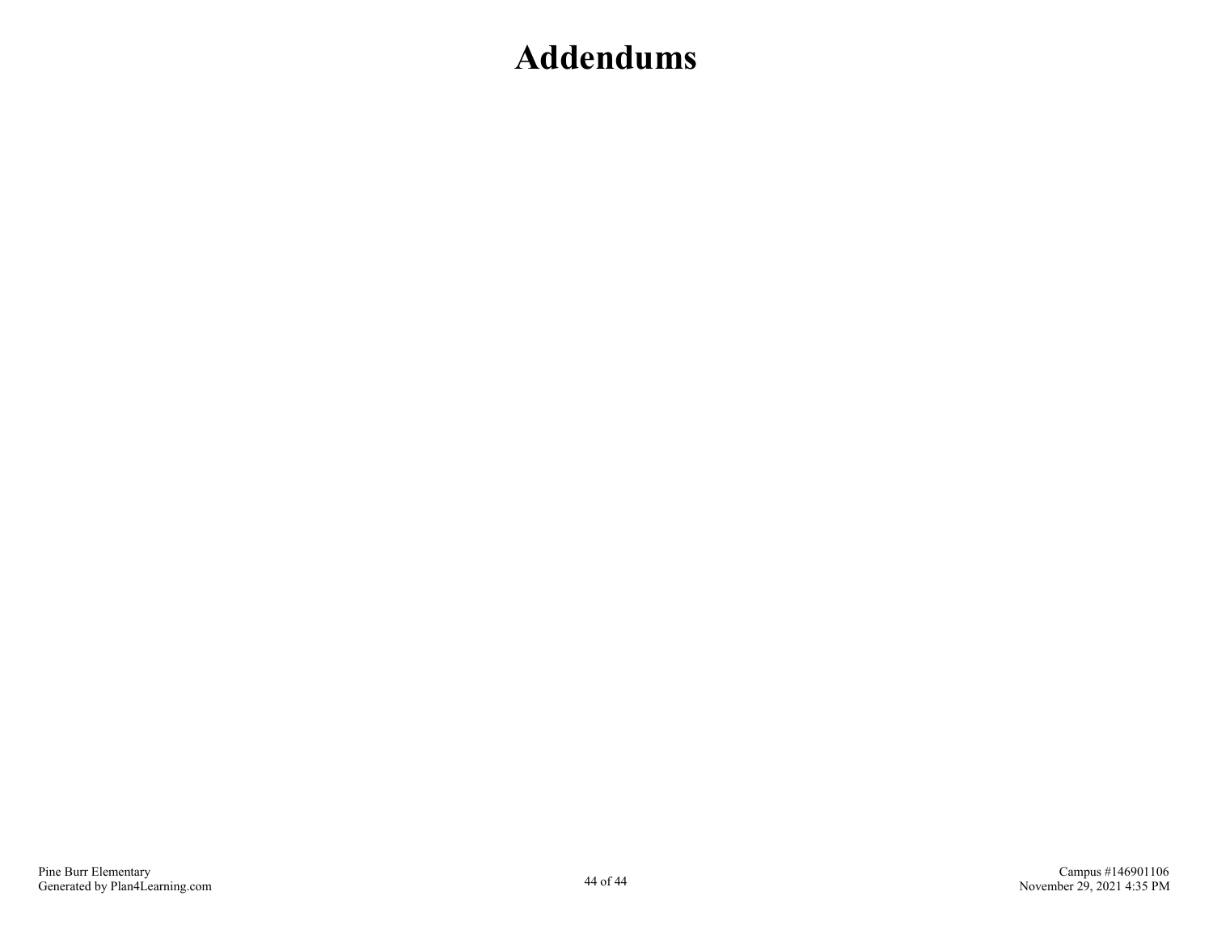# Addendums